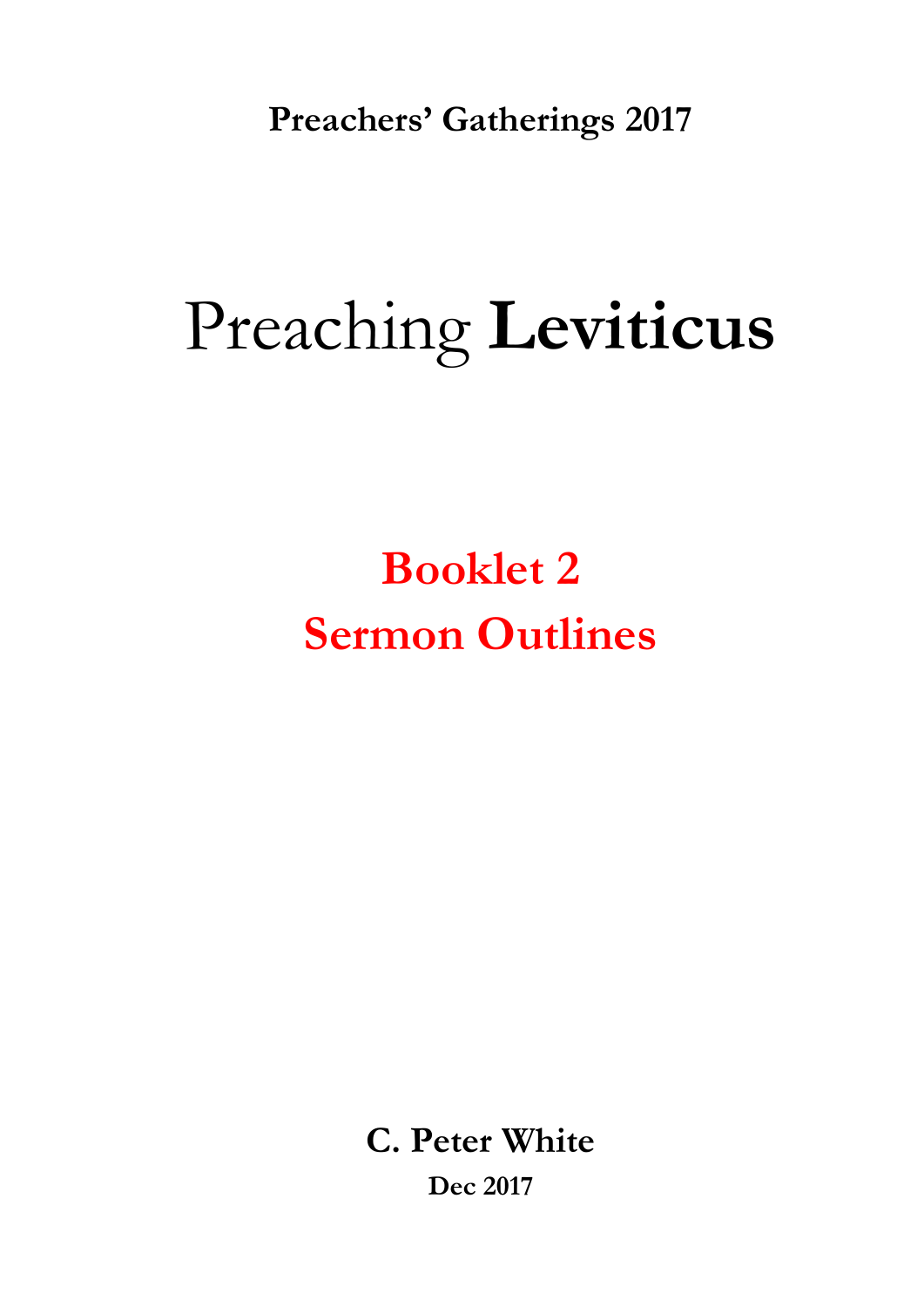**Preachers' Gatherings 2017**

# Preaching **Leviticus**

## Booklet 2
## Sermon Outlines

**C. Peter White**

**Dec 2017**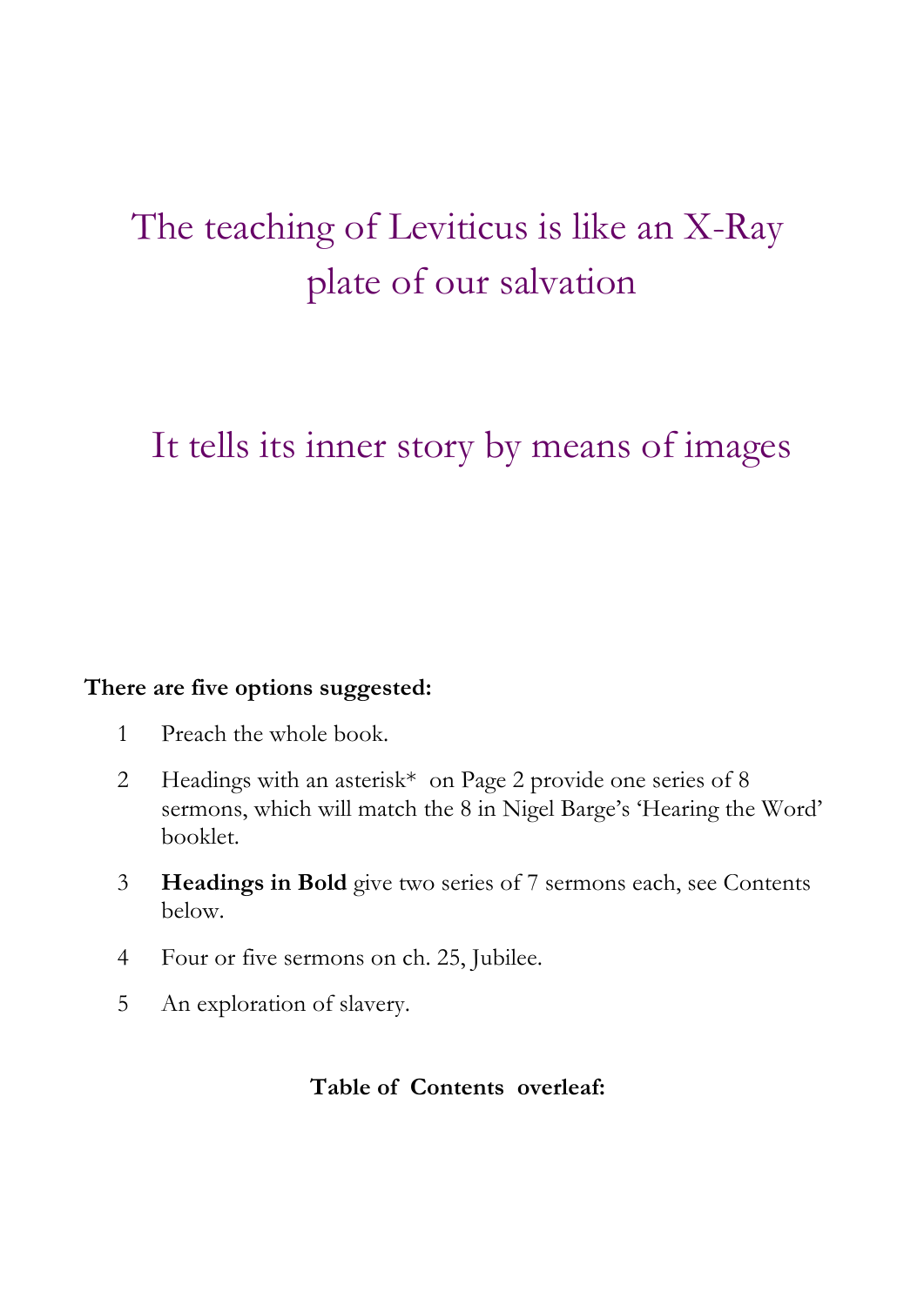# The teaching of Leviticus is like an X-Ray plate of our salvation

# It tells its inner story by means of images

**There are five options suggested:**

1. Preach the whole book.
2. Headings with an asterisk* on Page 2 provide one series of 8 sermons, which will match the 8 in Nigel Barge's 'Hearing the Word' booklet.
3. **Headings in Bold** give two series of 7 sermons each, see Contents below.
4. Four or five sermons on ch. 25, Jubilee.
5. An exploration of slavery.

**Table of Contents overleaf:**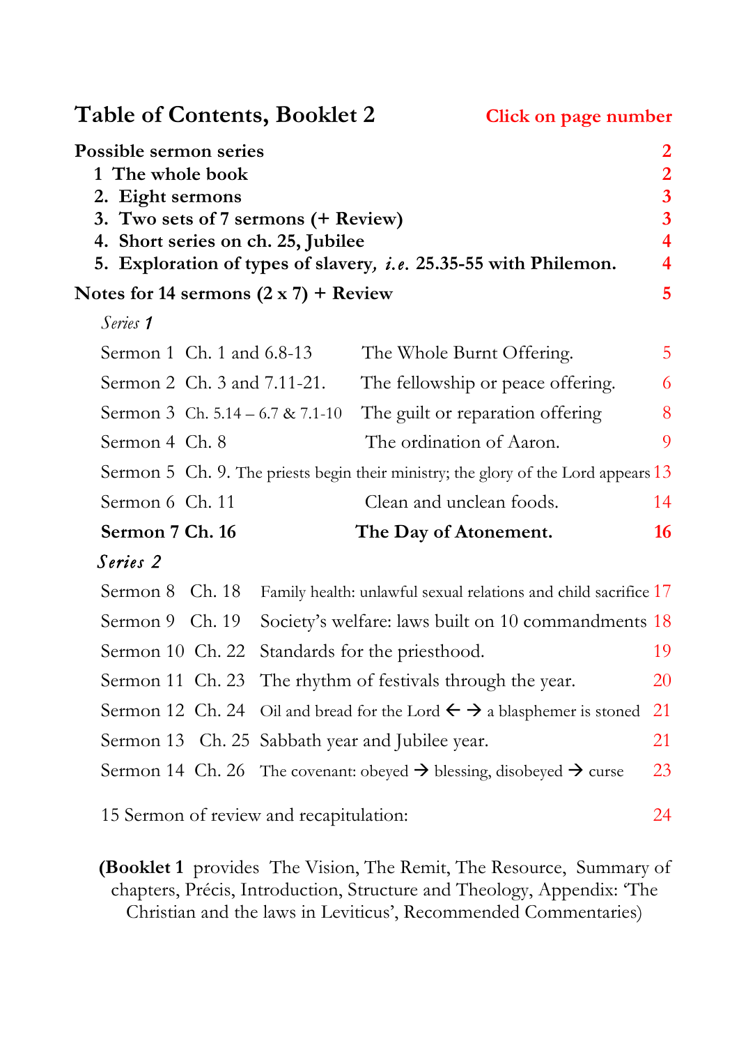# Table of Contents, Booklet 2

**Click on page number**

| | |
|---|---|
| **Possible sermon series** | **2** |
| **1 The whole book** | **2** |
| **2. Eight sermons** | **3** |
| **3. Two sets of 7 sermons (+ Review)** | **3** |
| **4. Short series on ch. 25, Jubilee** | **4** |
| **5. Exploration of types of slavery, *i.e.* 25.35-55 with Philemon.** | **4** |
| **Notes for 14 sermons (2 x 7) + Review** | **5** |

*Series 1*

| | | | |
|---|---|---|---|
| Sermon 1 | Ch. 1 and 6.8-13 | The Whole Burnt Offering. | 5 |
| Sermon 2 | Ch. 3 and 7.11-21. | The fellowship or peace offering. | 6 |
| Sermon 3 | Ch. 5.14 – 6.7 & 7.1-10 | The guilt or reparation offering | 8 |
| Sermon 4 | Ch. 8 | The ordination of Aaron. | 9 |
| Sermon 5 | Ch. 9. | The priests begin their ministry; the glory of the Lord appears | 13 |
| Sermon 6 | Ch. 11 | Clean and unclean foods. | 14 |
| **Sermon 7** | **Ch. 16** | **The Day of Atonement.** | **16** |

*Series 2*

| | | | |
|---|---|---|---|
| Sermon 8 | Ch. 18 | Family health: unlawful sexual relations and child sacrifice | 17 |
| Sermon 9 | Ch. 19 | Society's welfare: laws built on 10 commandments | 18 |
| Sermon 10 | Ch. 22 | Standards for the priesthood. | 19 |
| Sermon 11 | Ch. 23 | The rhythm of festivals through the year. | 20 |
| Sermon 12 | Ch. 24 | Oil and bread for the Lord ← → a blasphemer is stoned | 21 |
| Sermon 13 | Ch. 25 | Sabbath year and Jubilee year. | 21 |
| Sermon 14 | Ch. 26 | The covenant: obeyed → blessing, disobeyed → curse | 23 |

15 Sermon of review and recapitulation: 24

(**Booklet 1** provides The Vision, The Remit, The Resource, Summary of chapters, Précis, Introduction, Structure and Theology, Appendix: 'The Christian and the laws in Leviticus', Recommended Commentaries)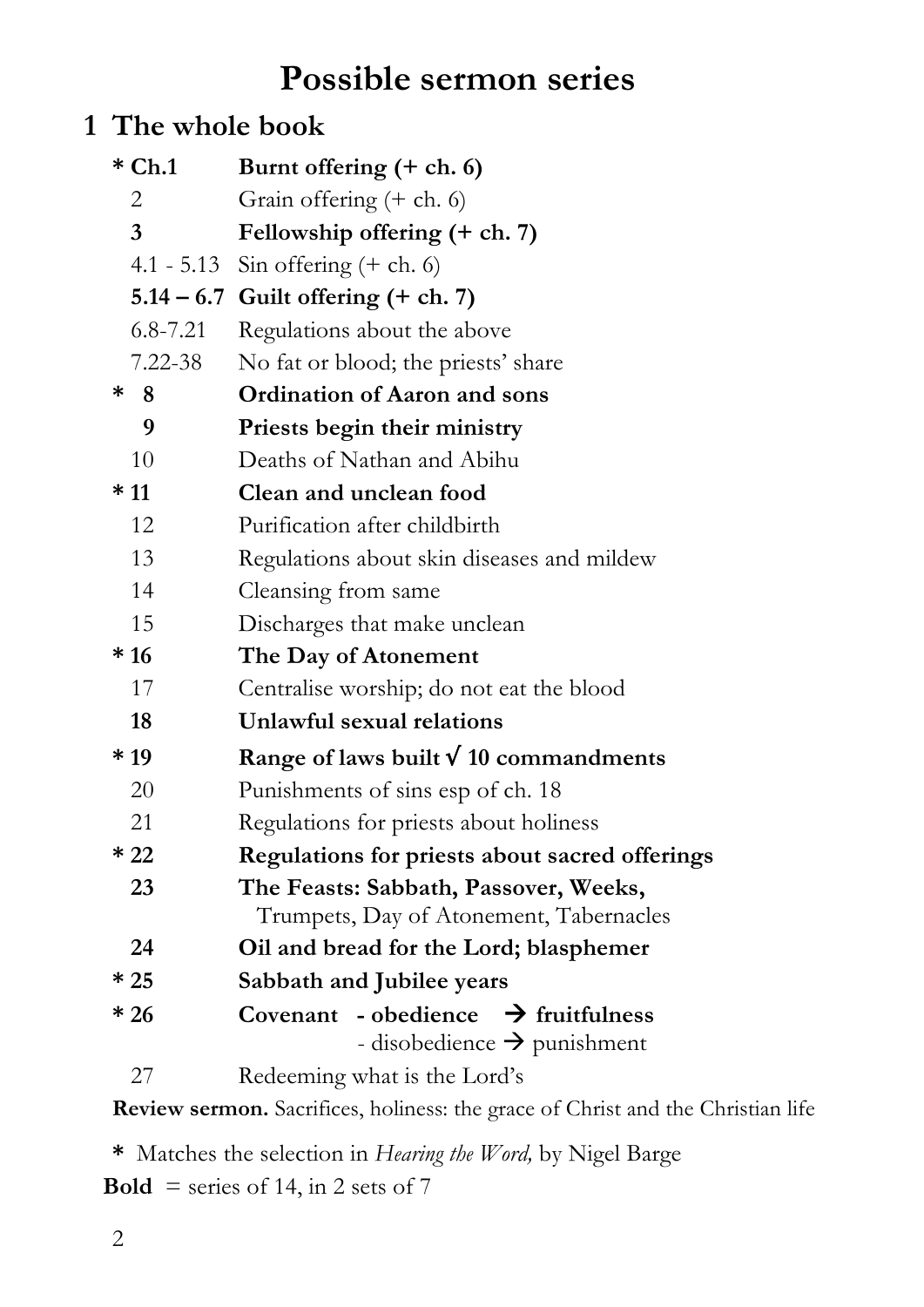# Possible sermon series

## 1 The whole book

| | |
|---|---|
| **\* Ch.1** | **Burnt offering (+ ch. 6)** |
| 2 | Grain offering (+ ch. 6) |
| **3** | **Fellowship offering (+ ch. 7)** |
| 4.1 - 5.13 | Sin offering (+ ch. 6) |
| **5.14 – 6.7** | **Guilt offering (+ ch. 7)** |
| 6.8-7.21 | Regulations about the above |
| 7.22-38 | No fat or blood; the priests' share |
| **\* 8** | **Ordination of Aaron and sons** |
| **9** | **Priests begin their ministry** |
| 10 | Deaths of Nathan and Abihu |
| **\* 11** | **Clean and unclean food** |
| 12 | Purification after childbirth |
| 13 | Regulations about skin diseases and mildew |
| 14 | Cleansing from same |
| 15 | Discharges that make unclean |
| **\* 16** | **The Day of Atonement** |
| 17 | Centralise worship; do not eat the blood |
| **18** | **Unlawful sexual relations** |
| **\* 19** | **Range of laws built √ 10 commandments** |
| 20 | Punishments of sins esp of ch. 18 |
| 21 | Regulations for priests about holiness |
| **\* 22** | **Regulations for priests about sacred offerings** |
| **23** | **The Feasts: Sabbath, Passover, Weeks,** Trumpets, Day of Atonement, Tabernacles |
| **24** | **Oil and bread for the Lord; blasphemer** |
| **\* 25** | **Sabbath and Jubilee years** |
| **\* 26** | **Covenant - obedience → fruitfulness** <br> - disobedience → punishment |
| 27 | Redeeming what is the Lord's |

**Review sermon.** Sacrifices, holiness: the grace of Christ and the Christian life

**\*** Matches the selection in *Hearing the Word,* by Nigel Barge

**Bold** = series of 14, in 2 sets of 7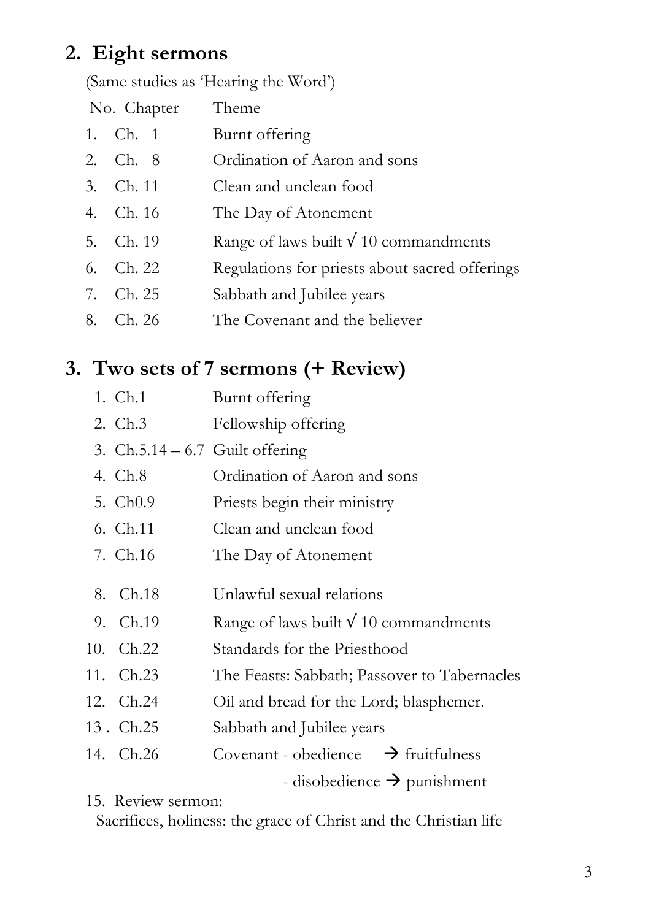## 2. Eight sermons

(Same studies as 'Hearing the Word')

| No. | Chapter | Theme |
| --- | --- | --- |
| 1. | Ch. 1 | Burnt offering |
| 2. | Ch. 8 | Ordination of Aaron and sons |
| 3. | Ch. 11 | Clean and unclean food |
| 4. | Ch. 16 | The Day of Atonement |
| 5. | Ch. 19 | Range of laws built √ 10 commandments |
| 6. | Ch. 22 | Regulations for priests about sacred offerings |
| 7. | Ch. 25 | Sabbath and Jubilee years |
| 8. | Ch. 26 | The Covenant and the believer |

## 3. Two sets of 7 sermons (+ Review)

| No. | Chapter | Theme |
| --- | --- | --- |
| 1. | Ch.1 | Burnt offering |
| 2. | Ch.3 | Fellowship offering |
| 3. | Ch.5.14 – 6.7 | Guilt offering |
| 4. | Ch.8 | Ordination of Aaron and sons |
| 5. | Ch0.9 | Priests begin their ministry |
| 6. | Ch.11 | Clean and unclean food |
| 7. | Ch.16 | The Day of Atonement |
| 8. | Ch.18 | Unlawful sexual relations |
| 9. | Ch.19 | Range of laws built √ 10 commandments |
| 10. | Ch.22 | Standards for the Priesthood |
| 11. | Ch.23 | The Feasts: Sabbath; Passover to Tabernacles |
| 12. | Ch.24 | Oil and bread for the Lord; blasphemer. |
| 13 . | Ch.25 | Sabbath and Jubilee years |
| 14. | Ch.26 | Covenant - obedience → fruitfulness<br>- disobedience → punishment |

15. Review sermon:
Sacrifices, holiness: the grace of Christ and the Christian life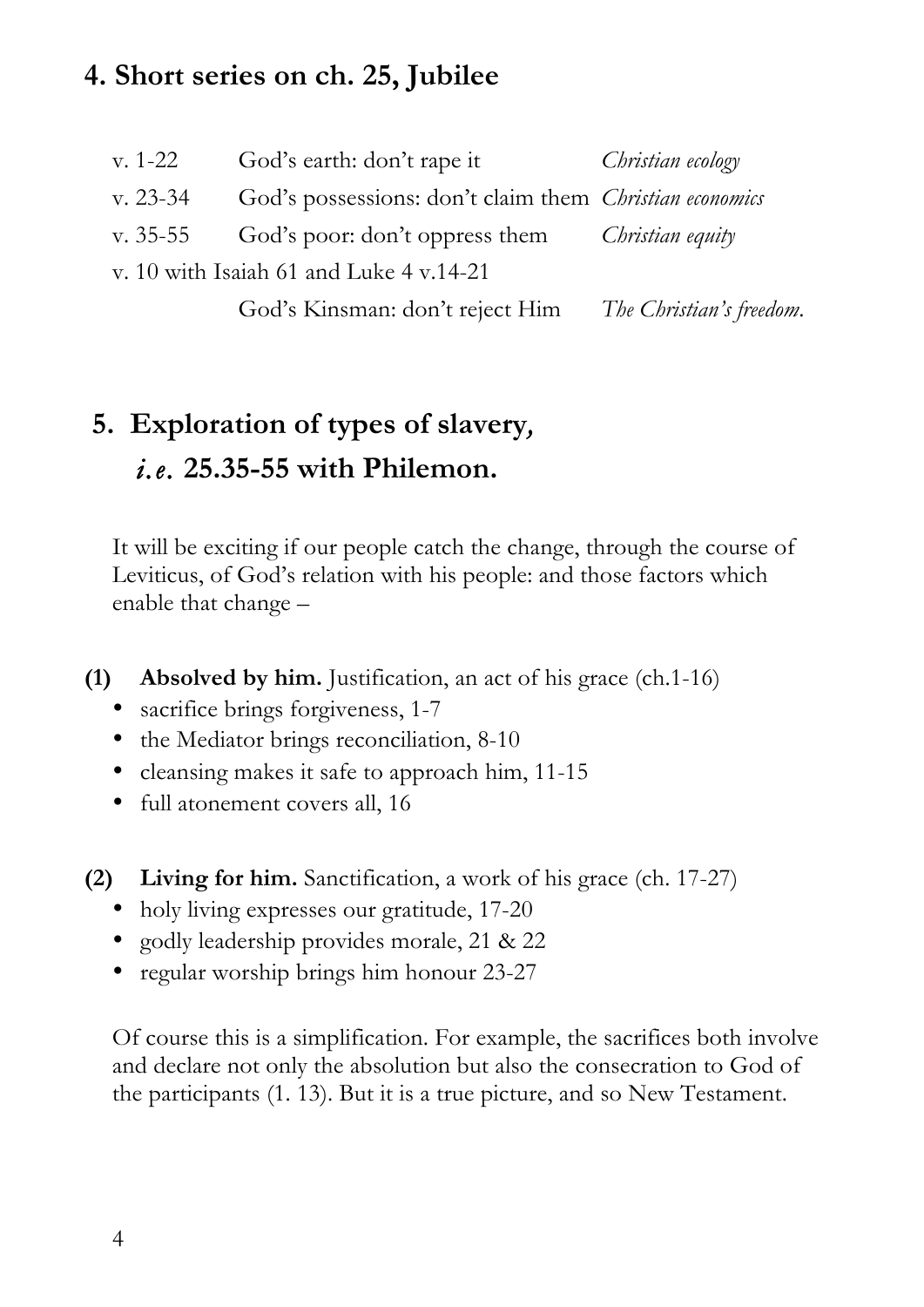## 4. Short series on ch. 25, Jubilee

| | | |
|---|---|---|
| v. 1-22 | God's earth: don't rape it | *Christian ecology* |
| v. 23-34 | God's possessions: don't claim them | *Christian economics* |
| v. 35-55 | God's poor: don't oppress them | *Christian equity* |
| v. 10 with Isaiah 61 and Luke 4 v.14-21 | | |
| | God's Kinsman: don't reject Him | *The Christian's freedom.* |

## 5. Exploration of types of slavery, *i.e.* 25.35-55 with Philemon.

It will be exciting if our people catch the change, through the course of Leviticus, of God's relation with his people: and those factors which enable that change –

**(1) Absolved by him.** Justification, an act of his grace (ch.1-16)

- sacrifice brings forgiveness, 1-7
- the Mediator brings reconciliation, 8-10
- cleansing makes it safe to approach him, 11-15
- full atonement covers all, 16

**(2) Living for him.** Sanctification, a work of his grace (ch. 17-27)

- holy living expresses our gratitude, 17-20
- godly leadership provides morale, 21 & 22
- regular worship brings him honour 23-27

Of course this is a simplification. For example, the sacrifices both involve and declare not only the absolution but also the consecration to God of the participants (1. 13). But it is a true picture, and so New Testament.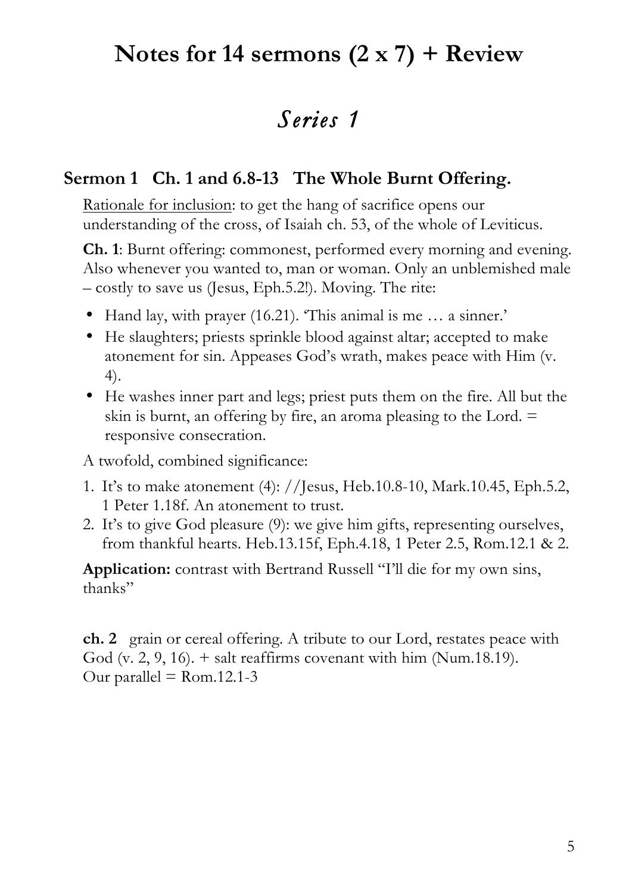# Notes for 14 sermons (2 x 7) + Review

## *Series 1*

### Sermon 1 Ch. 1 and 6.8-13 The Whole Burnt Offering.

Rationale for inclusion: to get the hang of sacrifice opens our understanding of the cross, of Isaiah ch. 53, of the whole of Leviticus.

**Ch. 1**: Burnt offering: commonest, performed every morning and evening. Also whenever you wanted to, man or woman. Only an unblemished male – costly to save us (Jesus, Eph.5.2!). Moving. The rite:

- Hand lay, with prayer (16.21). 'This animal is me … a sinner.'
- He slaughters; priests sprinkle blood against altar; accepted to make atonement for sin. Appeases God's wrath, makes peace with Him (v. 4).
- He washes inner part and legs; priest puts them on the fire. All but the skin is burnt, an offering by fire, an aroma pleasing to the Lord. = responsive consecration.

A twofold, combined significance:

1. It's to make atonement (4): //Jesus, Heb.10.8-10, Mark.10.45, Eph.5.2, 1 Peter 1.18f. An atonement to trust.
2. It's to give God pleasure (9): we give him gifts, representing ourselves, from thankful hearts. Heb.13.15f, Eph.4.18, 1 Peter 2.5, Rom.12.1 & 2.

**Application:** contrast with Bertrand Russell "I'll die for my own sins, thanks"

**ch. 2** grain or cereal offering. A tribute to our Lord, restates peace with God (v. 2, 9, 16). + salt reaffirms covenant with him (Num.18.19).
Our parallel = Rom.12.1-3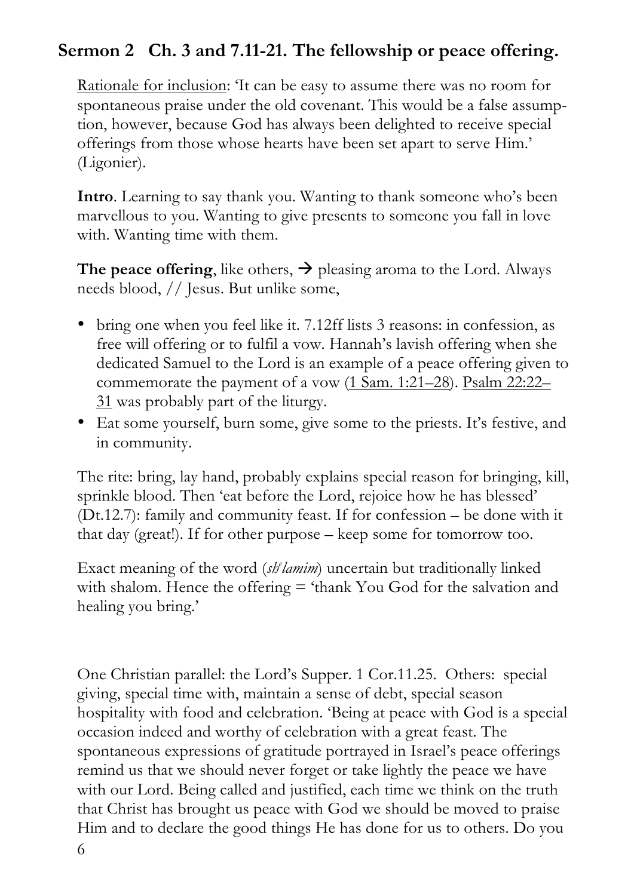## Sermon 2 Ch. 3 and 7.11-21. The fellowship or peace offering.

Rationale for inclusion: 'It can be easy to assume there was no room for spontaneous praise under the old covenant. This would be a false assumption, however, because God has always been delighted to receive special offerings from those whose hearts have been set apart to serve Him.' (Ligonier).

**Intro**. Learning to say thank you. Wanting to thank someone who's been marvellous to you. Wanting to give presents to someone you fall in love with. Wanting time with them.

**The peace offering**, like others, → pleasing aroma to the Lord. Always needs blood, // Jesus. But unlike some,

- bring one when you feel like it. 7.12ff lists 3 reasons: in confession, as free will offering or to fulfil a vow. Hannah's lavish offering when she dedicated Samuel to the Lord is an example of a peace offering given to commemorate the payment of a vow (1 Sam. 1:21–28). Psalm 22:22–31 was probably part of the liturgy.
- Eat some yourself, burn some, give some to the priests. It's festive, and in community.

The rite: bring, lay hand, probably explains special reason for bringing, kill, sprinkle blood. Then 'eat before the Lord, rejoice how he has blessed' (Dt.12.7): family and community feast. If for confession – be done with it that day (great!). If for other purpose – keep some for tomorrow too.

Exact meaning of the word (*sh$^{e}$lamim*) uncertain but traditionally linked with shalom. Hence the offering = 'thank You God for the salvation and healing you bring.'

One Christian parallel: the Lord's Supper. 1 Cor.11.25. Others: special giving, special time with, maintain a sense of debt, special season hospitality with food and celebration. 'Being at peace with God is a special occasion indeed and worthy of celebration with a great feast. The spontaneous expressions of gratitude portrayed in Israel's peace offerings remind us that we should never forget or take lightly the peace we have with our Lord. Being called and justified, each time we think on the truth that Christ has brought us peace with God we should be moved to praise Him and to declare the good things He has done for us to others. Do you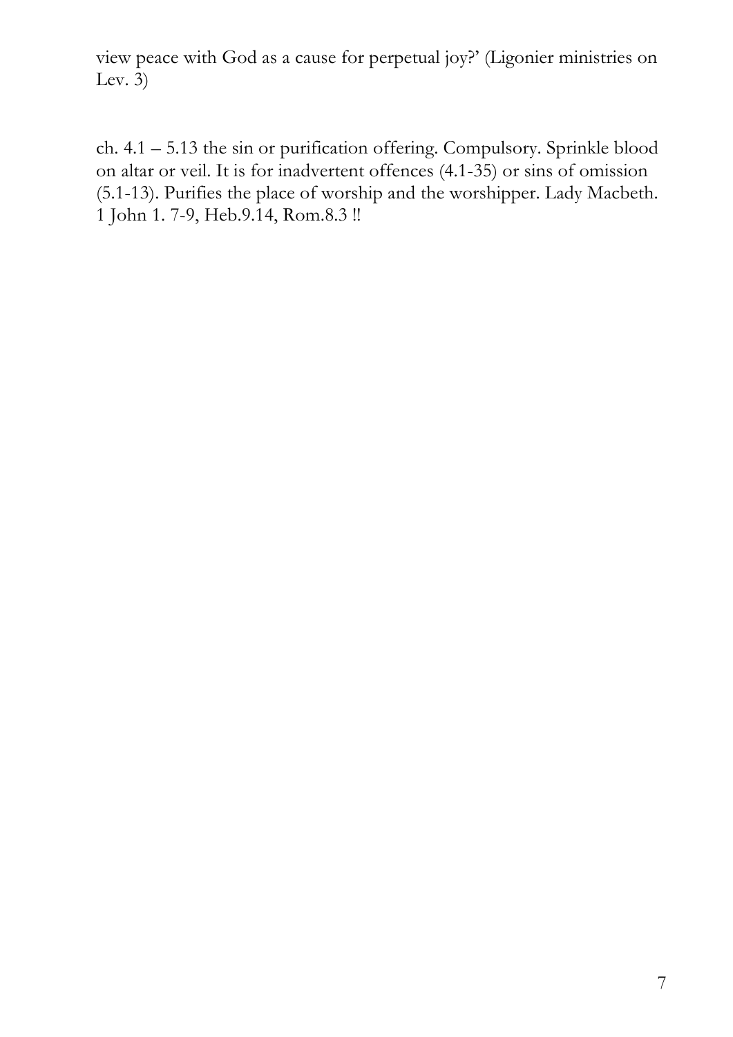view peace with God as a cause for perpetual joy?' (Ligonier ministries on Lev. 3)

ch. 4.1 – 5.13 the sin or purification offering. Compulsory. Sprinkle blood on altar or veil. It is for inadvertent offences (4.1-35) or sins of omission (5.1-13). Purifies the place of worship and the worshipper. Lady Macbeth. 1 John 1. 7-9, Heb.9.14, Rom.8.3 !!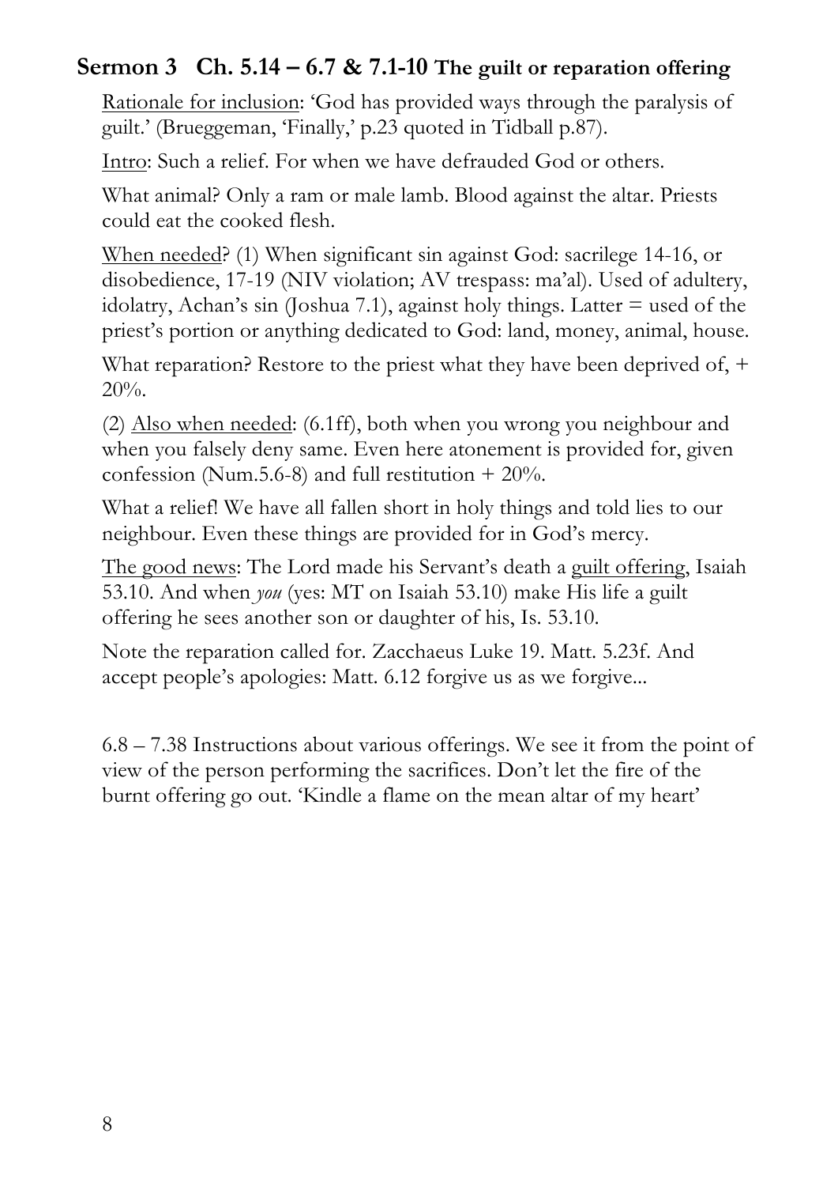## Sermon 3   Ch. 5.14 – 6.7 & 7.1-10 The guilt or reparation offering

<u>Rationale for inclusion</u>: 'God has provided ways through the paralysis of guilt.' (Brueggeman, 'Finally,' p.23 quoted in Tidball p.87).

<u>Intro</u>: Such a relief. For when we have defrauded God or others.

What animal? Only a ram or male lamb. Blood against the altar. Priests could eat the cooked flesh.

<u>When needed</u>? (1) When significant sin against God: sacrilege 14-16, or disobedience, 17-19 (NIV violation; AV trespass: ma'al). Used of adultery, idolatry, Achan's sin (Joshua 7.1), against holy things. Latter = used of the priest's portion or anything dedicated to God: land, money, animal, house.

What reparation? Restore to the priest what they have been deprived of, + 20%.

(2) <u>Also when needed</u>: (6.1ff), both when you wrong you neighbour and when you falsely deny same. Even here atonement is provided for, given confession (Num.5.6-8) and full restitution + 20%.

What a relief! We have all fallen short in holy things and told lies to our neighbour. Even these things are provided for in God's mercy.

<u>The good news</u>: The Lord made his Servant's death a <u>guilt offering</u>, Isaiah 53.10. And when *you* (yes: MT on Isaiah 53.10) make His life a guilt offering he sees another son or daughter of his, Is. 53.10.

Note the reparation called for. Zacchaeus Luke 19. Matt. 5.23f. And accept people's apologies: Matt. 6.12 forgive us as we forgive...

6.8 – 7.38 Instructions about various offerings. We see it from the point of view of the person performing the sacrifices. Don't let the fire of the burnt offering go out. 'Kindle a flame on the mean altar of my heart'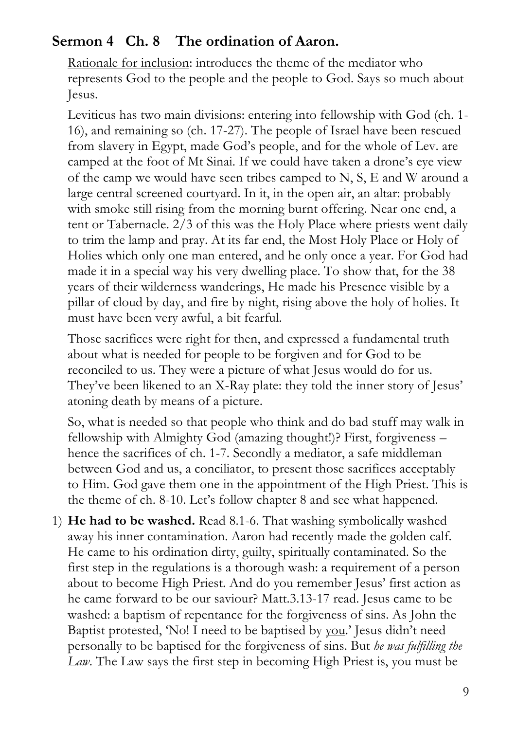## Sermon 4 Ch. 8 The ordination of Aaron.

Rationale for inclusion: introduces the theme of the mediator who represents God to the people and the people to God. Says so much about Jesus.

Leviticus has two main divisions: entering into fellowship with God (ch. 1-16), and remaining so (ch. 17-27). The people of Israel have been rescued from slavery in Egypt, made God's people, and for the whole of Lev. are camped at the foot of Mt Sinai. If we could have taken a drone's eye view of the camp we would have seen tribes camped to N, S, E and W around a large central screened courtyard. In it, in the open air, an altar: probably with smoke still rising from the morning burnt offering. Near one end, a tent or Tabernacle. 2/3 of this was the Holy Place where priests went daily to trim the lamp and pray. At its far end, the Most Holy Place or Holy of Holies which only one man entered, and he only once a year. For God had made it in a special way his very dwelling place. To show that, for the 38 years of their wilderness wanderings, He made his Presence visible by a pillar of cloud by day, and fire by night, rising above the holy of holies. It must have been very awful, a bit fearful.

Those sacrifices were right for then, and expressed a fundamental truth about what is needed for people to be forgiven and for God to be reconciled to us. They were a picture of what Jesus would do for us. They've been likened to an X-Ray plate: they told the inner story of Jesus' atoning death by means of a picture.

So, what is needed so that people who think and do bad stuff may walk in fellowship with Almighty God (amazing thought!)? First, forgiveness – hence the sacrifices of ch. 1-7. Secondly a mediator, a safe middleman between God and us, a conciliator, to present those sacrifices acceptably to Him. God gave them one in the appointment of the High Priest. This is the theme of ch. 8-10. Let's follow chapter 8 and see what happened.

1) **He had to be washed.** Read 8.1-6. That washing symbolically washed away his inner contamination. Aaron had recently made the golden calf. He came to his ordination dirty, guilty, spiritually contaminated. So the first step in the regulations is a thorough wash: a requirement of a person about to become High Priest. And do you remember Jesus' first action as he came forward to be our saviour? Matt.3.13-17 read. Jesus came to be washed: a baptism of repentance for the forgiveness of sins. As John the Baptist protested, 'No! I need to be baptised by you.' Jesus didn't need personally to be baptised for the forgiveness of sins. But *he was fulfilling the Law*. The Law says the first step in becoming High Priest is, you must be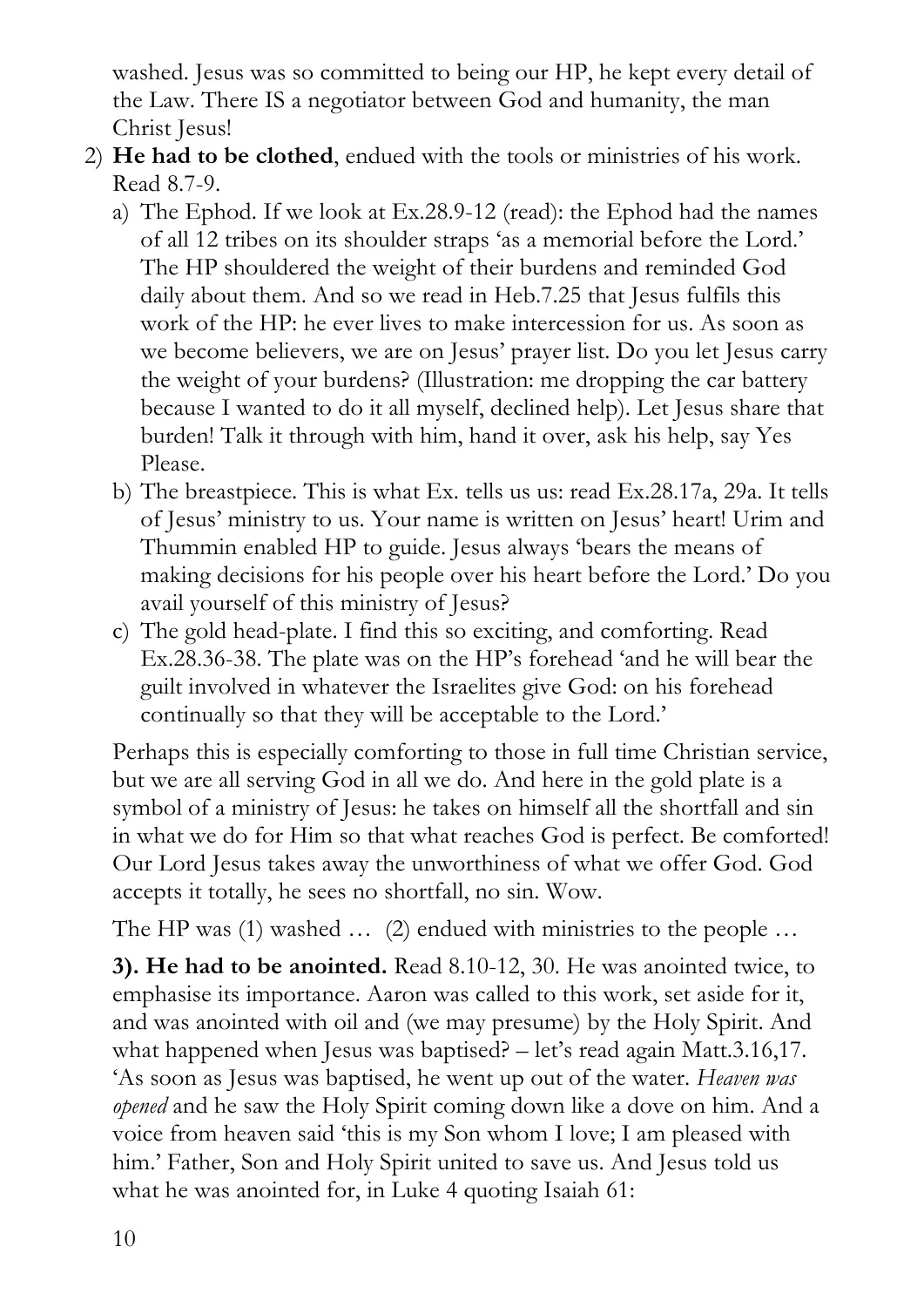washed. Jesus was so committed to being our HP, he kept every detail of the Law. There IS a negotiator between God and humanity, the man Christ Jesus!

2) **He had to be clothed**, endued with the tools or ministries of his work. Read 8.7-9.
   a) The Ephod. If we look at Ex.28.9-12 (read): the Ephod had the names of all 12 tribes on its shoulder straps 'as a memorial before the Lord.' The HP shouldered the weight of their burdens and reminded God daily about them. And so we read in Heb.7.25 that Jesus fulfils this work of the HP: he ever lives to make intercession for us. As soon as we become believers, we are on Jesus' prayer list. Do you let Jesus carry the weight of your burdens? (Illustration: me dropping the car battery because I wanted to do it all myself, declined help). Let Jesus share that burden! Talk it through with him, hand it over, ask his help, say Yes Please.
   b) The breastpiece. This is what Ex. tells us us: read Ex.28.17a, 29a. It tells of Jesus' ministry to us. Your name is written on Jesus' heart! Urim and Thummin enabled HP to guide. Jesus always 'bears the means of making decisions for his people over his heart before the Lord.' Do you avail yourself of this ministry of Jesus?
   c) The gold head-plate. I find this so exciting, and comforting. Read Ex.28.36-38. The plate was on the HP's forehead 'and he will bear the guilt involved in whatever the Israelites give God: on his forehead continually so that they will be acceptable to the Lord.'

   Perhaps this is especially comforting to those in full time Christian service, but we are all serving God in all we do. And here in the gold plate is a symbol of a ministry of Jesus: he takes on himself all the shortfall and sin in what we do for Him so that what reaches God is perfect. Be comforted! Our Lord Jesus takes away the unworthiness of what we offer God. God accepts it totally, he sees no shortfall, no sin. Wow.

   The HP was (1) washed … (2) endued with ministries to the people …

   **3). He had to be anointed.** Read 8.10-12, 30. He was anointed twice, to emphasise its importance. Aaron was called to this work, set aside for it, and was anointed with oil and (we may presume) by the Holy Spirit. And what happened when Jesus was baptised? – let's read again Matt.3.16,17. 'As soon as Jesus was baptised, he went up out of the water. *Heaven was opened* and he saw the Holy Spirit coming down like a dove on him. And a voice from heaven said 'this is my Son whom I love; I am pleased with him.' Father, Son and Holy Spirit united to save us. And Jesus told us what he was anointed for, in Luke 4 quoting Isaiah 61: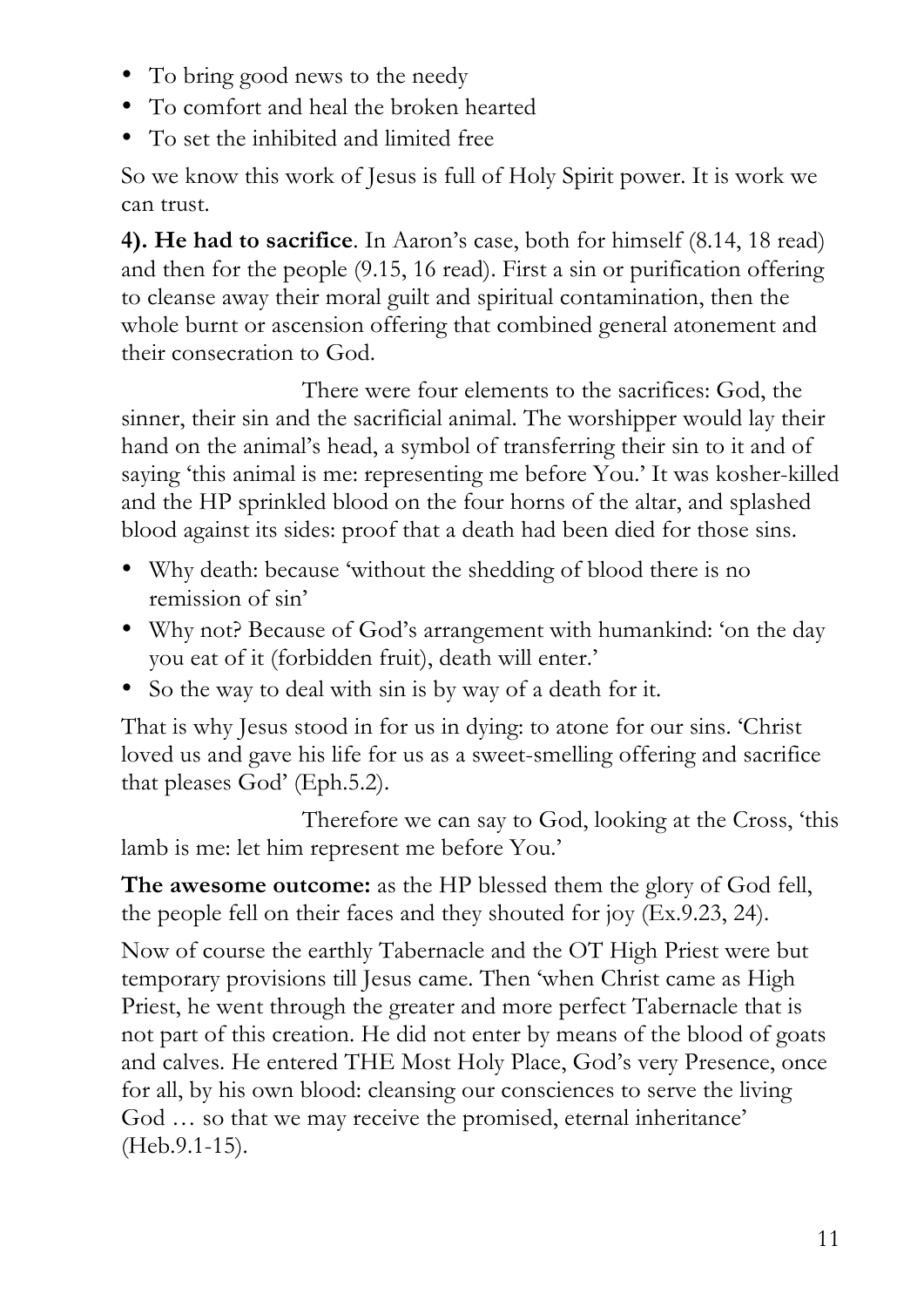- To bring good news to the needy
- To comfort and heal the broken hearted
- To set the inhibited and limited free

So we know this work of Jesus is full of Holy Spirit power. It is work we can trust.

**4). He had to sacrifice**. In Aaron's case, both for himself (8.14, 18 read) and then for the people (9.15, 16 read). First a sin or purification offering to cleanse away their moral guilt and spiritual contamination, then the whole burnt or ascension offering that combined general atonement and their consecration to God.

There were four elements to the sacrifices: God, the sinner, their sin and the sacrificial animal. The worshipper would lay their hand on the animal's head, a symbol of transferring their sin to it and of saying 'this animal is me: representing me before You.' It was kosher-killed and the HP sprinkled blood on the four horns of the altar, and splashed blood against its sides: proof that a death had been died for those sins.

- Why death: because 'without the shedding of blood there is no remission of sin'
- Why not? Because of God's arrangement with humankind: 'on the day you eat of it (forbidden fruit), death will enter.'
- So the way to deal with sin is by way of a death for it.

That is why Jesus stood in for us in dying: to atone for our sins. 'Christ loved us and gave his life for us as a sweet-smelling offering and sacrifice that pleases God' (Eph.5.2).

Therefore we can say to God, looking at the Cross, 'this lamb is me: let him represent me before You.'

**The awesome outcome:** as the HP blessed them the glory of God fell, the people fell on their faces and they shouted for joy (Ex.9.23, 24).

Now of course the earthly Tabernacle and the OT High Priest were but temporary provisions till Jesus came. Then 'when Christ came as High Priest, he went through the greater and more perfect Tabernacle that is not part of this creation. He did not enter by means of the blood of goats and calves. He entered THE Most Holy Place, God's very Presence, once for all, by his own blood: cleansing our consciences to serve the living God … so that we may receive the promised, eternal inheritance' (Heb.9.1-15).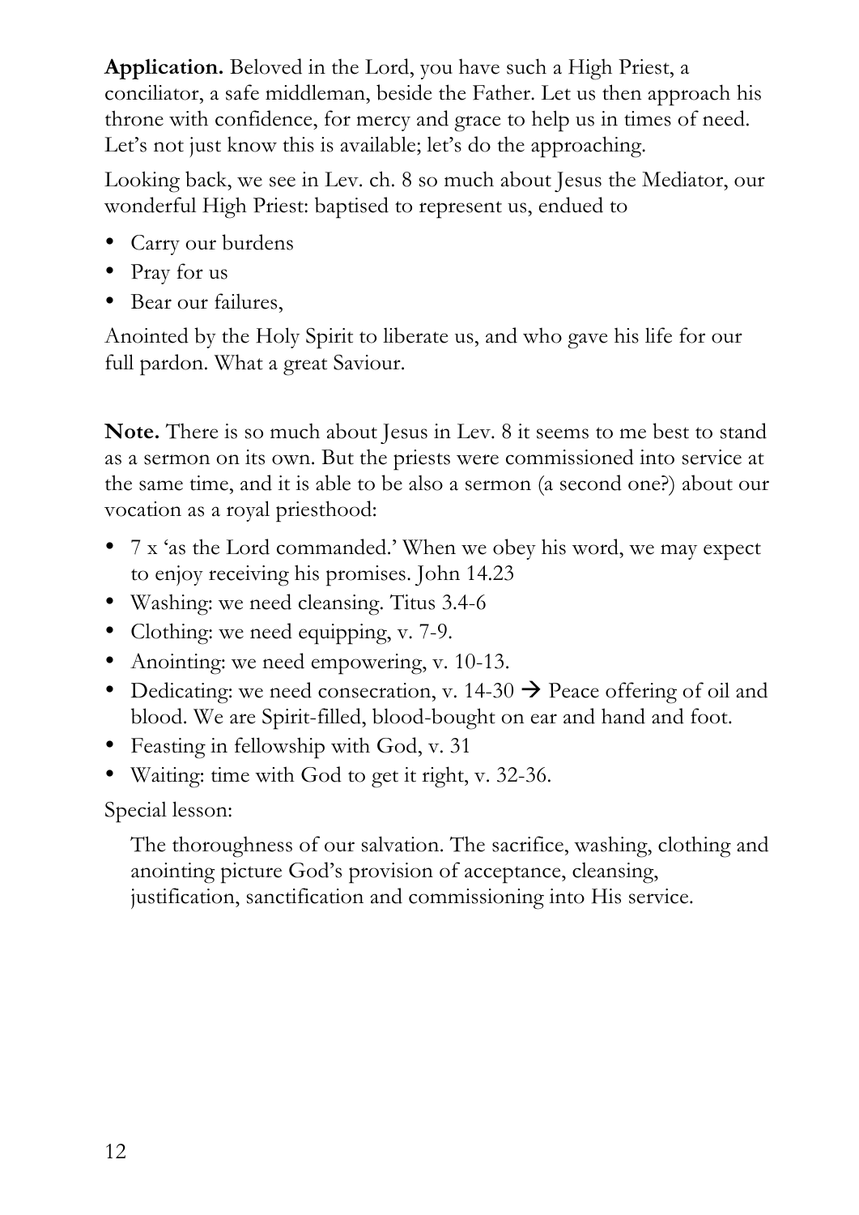**Application.** Beloved in the Lord, you have such a High Priest, a conciliator, a safe middleman, beside the Father. Let us then approach his throne with confidence, for mercy and grace to help us in times of need. Let's not just know this is available; let's do the approaching.

Looking back, we see in Lev. ch. 8 so much about Jesus the Mediator, our wonderful High Priest: baptised to represent us, endued to

- Carry our burdens
- Pray for us
- Bear our failures,

Anointed by the Holy Spirit to liberate us, and who gave his life for our full pardon. What a great Saviour.

**Note.** There is so much about Jesus in Lev. 8 it seems to me best to stand as a sermon on its own. But the priests were commissioned into service at the same time, and it is able to be also a sermon (a second one?) about our vocation as a royal priesthood:

- 7 x 'as the Lord commanded.' When we obey his word, we may expect to enjoy receiving his promises. John 14.23
- Washing: we need cleansing. Titus 3.4-6
- Clothing: we need equipping, v. 7-9.
- Anointing: we need empowering, v. 10-13.
- Dedicating: we need consecration, v. 14-30 → Peace offering of oil and blood. We are Spirit-filled, blood-bought on ear and hand and foot.
- Feasting in fellowship with God, v. 31
- Waiting: time with God to get it right, v. 32-36.

Special lesson:

The thoroughness of our salvation. The sacrifice, washing, clothing and anointing picture God's provision of acceptance, cleansing, justification, sanctification and commissioning into His service.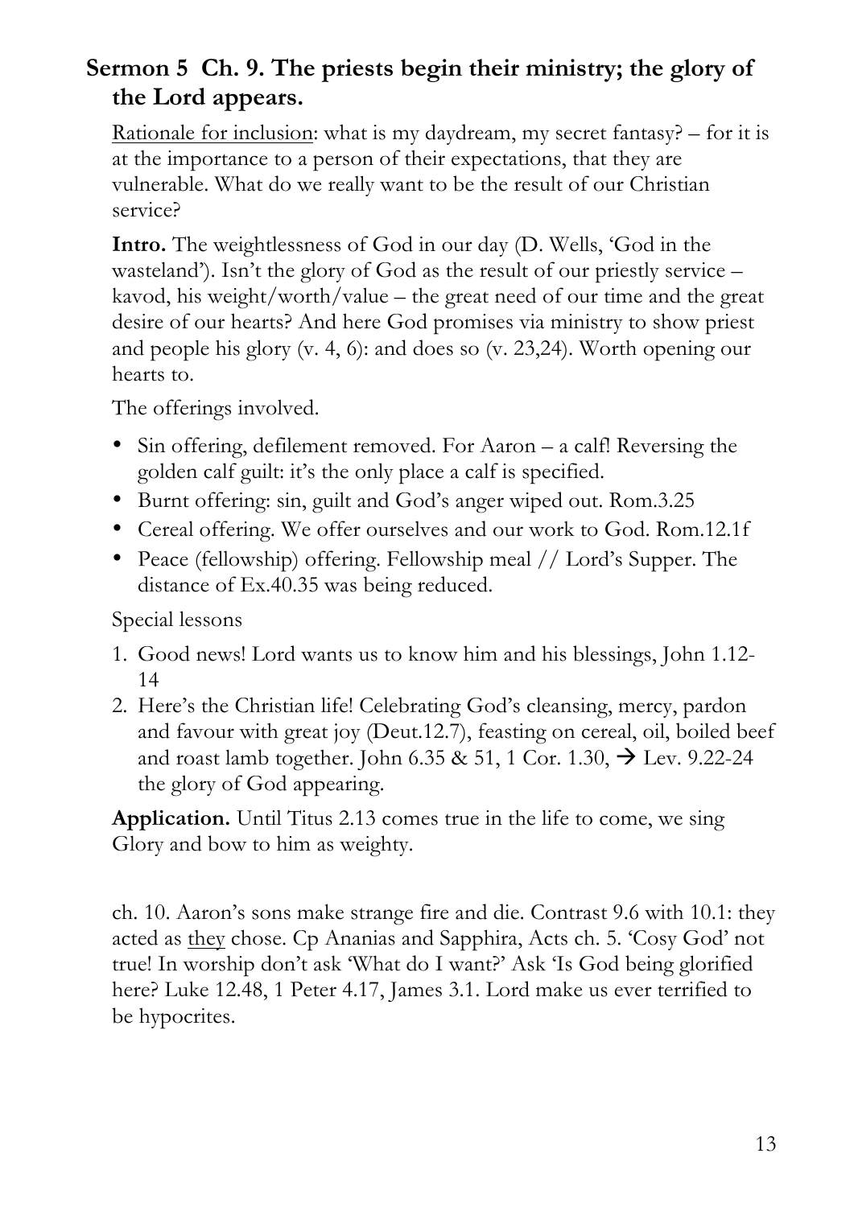## Sermon 5 Ch. 9. The priests begin their ministry; the glory of the Lord appears.

Rationale for inclusion: what is my daydream, my secret fantasy? – for it is at the importance to a person of their expectations, that they are vulnerable. What do we really want to be the result of our Christian service?

**Intro.** The weightlessness of God in our day (D. Wells, 'God in the wasteland'). Isn't the glory of God as the result of our priestly service – kavod, his weight/worth/value – the great need of our time and the great desire of our hearts? And here God promises via ministry to show priest and people his glory (v. 4, 6): and does so (v. 23,24). Worth opening our hearts to.

The offerings involved.

- Sin offering, defilement removed. For Aaron – a calf! Reversing the golden calf guilt: it's the only place a calf is specified.
- Burnt offering: sin, guilt and God's anger wiped out. Rom.3.25
- Cereal offering. We offer ourselves and our work to God. Rom.12.1f
- Peace (fellowship) offering. Fellowship meal // Lord's Supper. The distance of Ex.40.35 was being reduced.

Special lessons

1. Good news! Lord wants us to know him and his blessings, John 1.12-14
2. Here's the Christian life! Celebrating God's cleansing, mercy, pardon and favour with great joy (Deut.12.7), feasting on cereal, oil, boiled beef and roast lamb together. John 6.35 & 51, 1 Cor. 1.30, → Lev. 9.22-24 the glory of God appearing.

**Application.** Until Titus 2.13 comes true in the life to come, we sing Glory and bow to him as weighty.

ch. 10. Aaron's sons make strange fire and die. Contrast 9.6 with 10.1: they acted as they chose. Cp Ananias and Sapphira, Acts ch. 5. 'Cosy God' not true! In worship don't ask 'What do I want?' Ask 'Is God being glorified here? Luke 12.48, 1 Peter 4.17, James 3.1. Lord make us ever terrified to be hypocrites.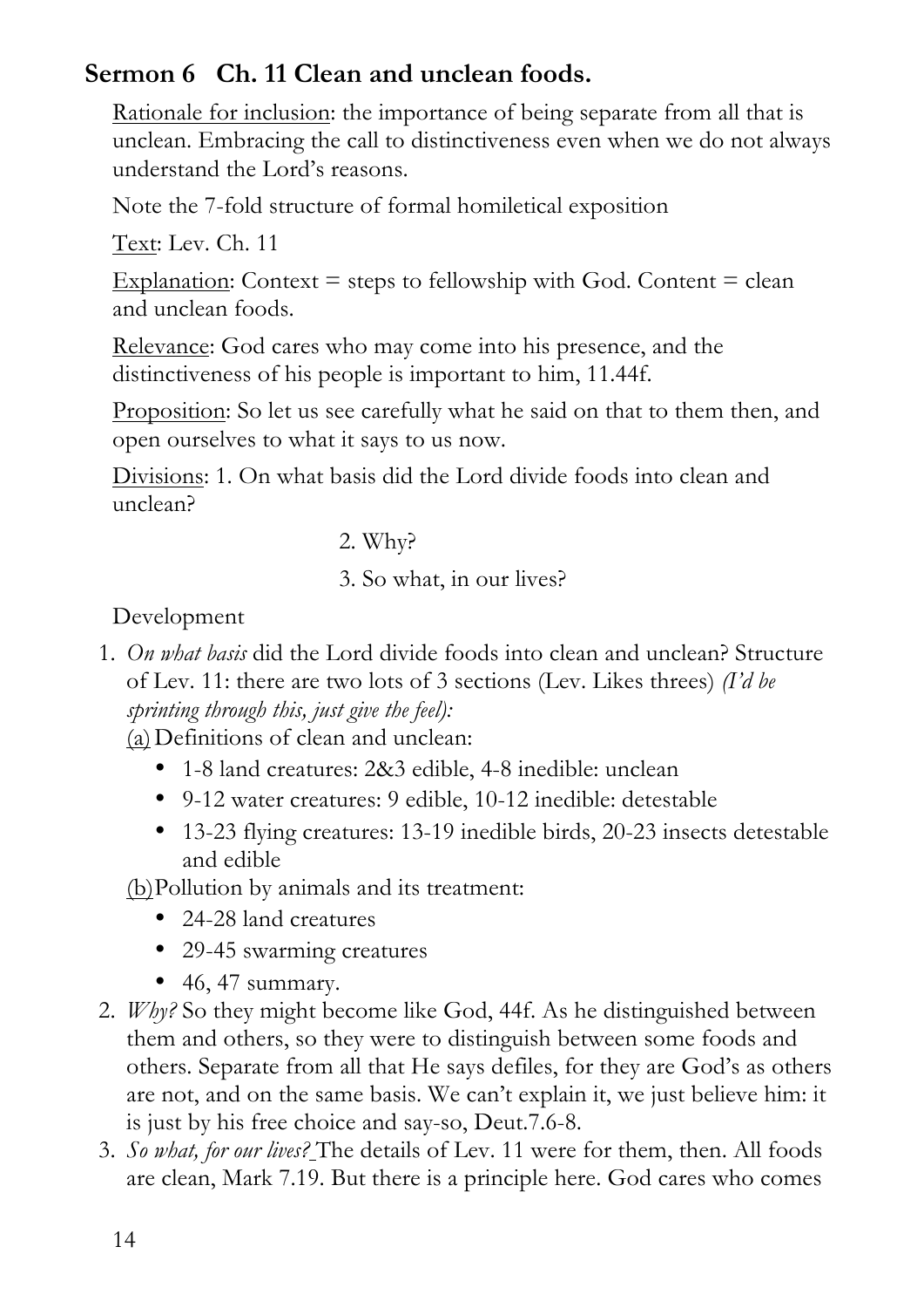## Sermon 6 Ch. 11 Clean and unclean foods.

Rationale for inclusion: the importance of being separate from all that is unclean. Embracing the call to distinctiveness even when we do not always understand the Lord's reasons.

Note the 7-fold structure of formal homiletical exposition

Text: Lev. Ch. 11

Explanation: Context = steps to fellowship with God. Content = clean and unclean foods.

Relevance: God cares who may come into his presence, and the distinctiveness of his people is important to him, 11.44f.

Proposition: So let us see carefully what he said on that to them then, and open ourselves to what it says to us now.

Divisions: 1. On what basis did the Lord divide foods into clean and unclean?

2. Why?

3. So what, in our lives?

Development

1. *On what basis* did the Lord divide foods into clean and unclean? Structure of Lev. 11: there are two lots of 3 sections (Lev. Likes threes) *(I'd be sprinting through this, just give the feel):*

   (a) Definitions of clean and unclean:
   - 1-8 land creatures: 2&3 edible, 4-8 inedible: unclean
   - 9-12 water creatures: 9 edible, 10-12 inedible: detestable
   - 13-23 flying creatures: 13-19 inedible birds, 20-23 insects detestable and edible

   (b) Pollution by animals and its treatment:
   - 24-28 land creatures
   - 29-45 swarming creatures
   - 46, 47 summary.

2. *Why?* So they might become like God, 44f. As he distinguished between them and others, so they were to distinguish between some foods and others. Separate from all that He says defiles, for they are God's as others are not, and on the same basis. We can't explain it, we just believe him: it is just by his free choice and say-so, Deut.7.6-8.

3. *So what, for our lives?* The details of Lev. 11 were for them, then. All foods are clean, Mark 7.19. But there is a principle here. God cares who comes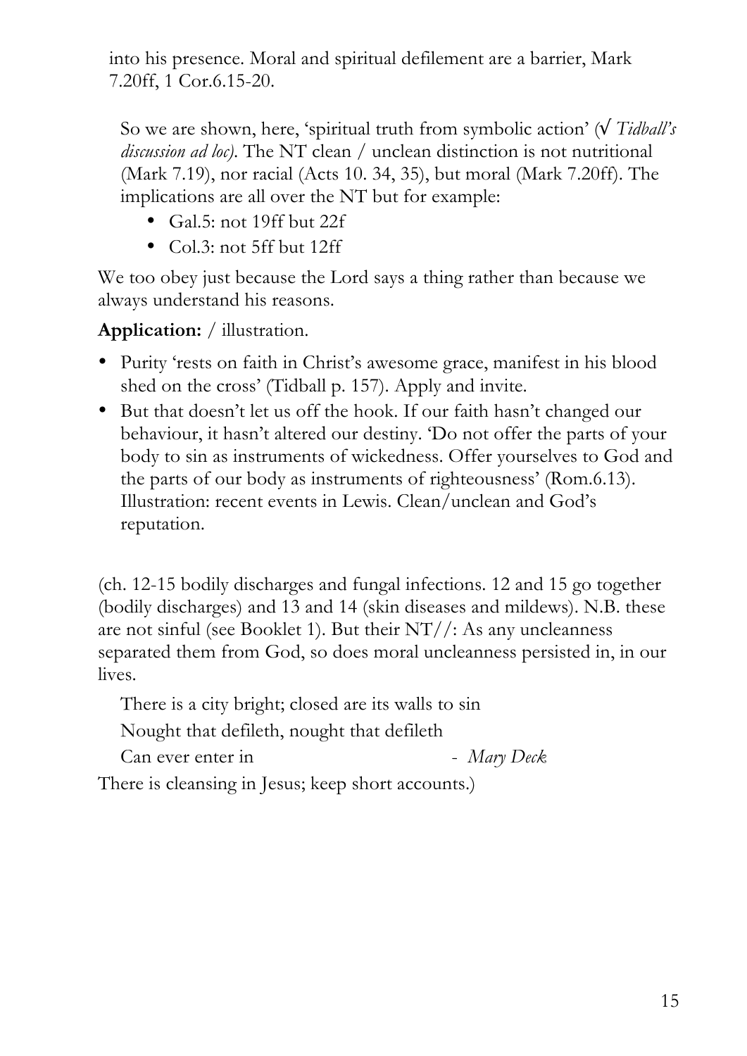into his presence. Moral and spiritual defilement are a barrier, Mark 7.20ff, 1 Cor.6.15-20.

So we are shown, here, 'spiritual truth from symbolic action' (√ *Tidball's discussion ad loc)*. The NT clean / unclean distinction is not nutritional (Mark 7.19), nor racial (Acts 10. 34, 35), but moral (Mark 7.20ff). The implications are all over the NT but for example:

- Gal.5: not 19ff but 22f
- Col.3: not 5ff but 12ff

We too obey just because the Lord says a thing rather than because we always understand his reasons.

**Application:** / illustration.

- Purity 'rests on faith in Christ's awesome grace, manifest in his blood shed on the cross' (Tidball p. 157). Apply and invite.
- But that doesn't let us off the hook. If our faith hasn't changed our behaviour, it hasn't altered our destiny. 'Do not offer the parts of your body to sin as instruments of wickedness. Offer yourselves to God and the parts of our body as instruments of righteousness' (Rom.6.13). Illustration: recent events in Lewis. Clean/unclean and God's reputation.

(ch. 12-15 bodily discharges and fungal infections. 12 and 15 go together (bodily discharges) and 13 and 14 (skin diseases and mildews). N.B. these are not sinful (see Booklet 1). But their NT//: As any uncleanness separated them from God, so does moral uncleanness persisted in, in our lives.

There is a city bright; closed are its walls to sin
Nought that defileth, nought that defileth
Can ever enter in - *Mary Deck*

There is cleansing in Jesus; keep short accounts.)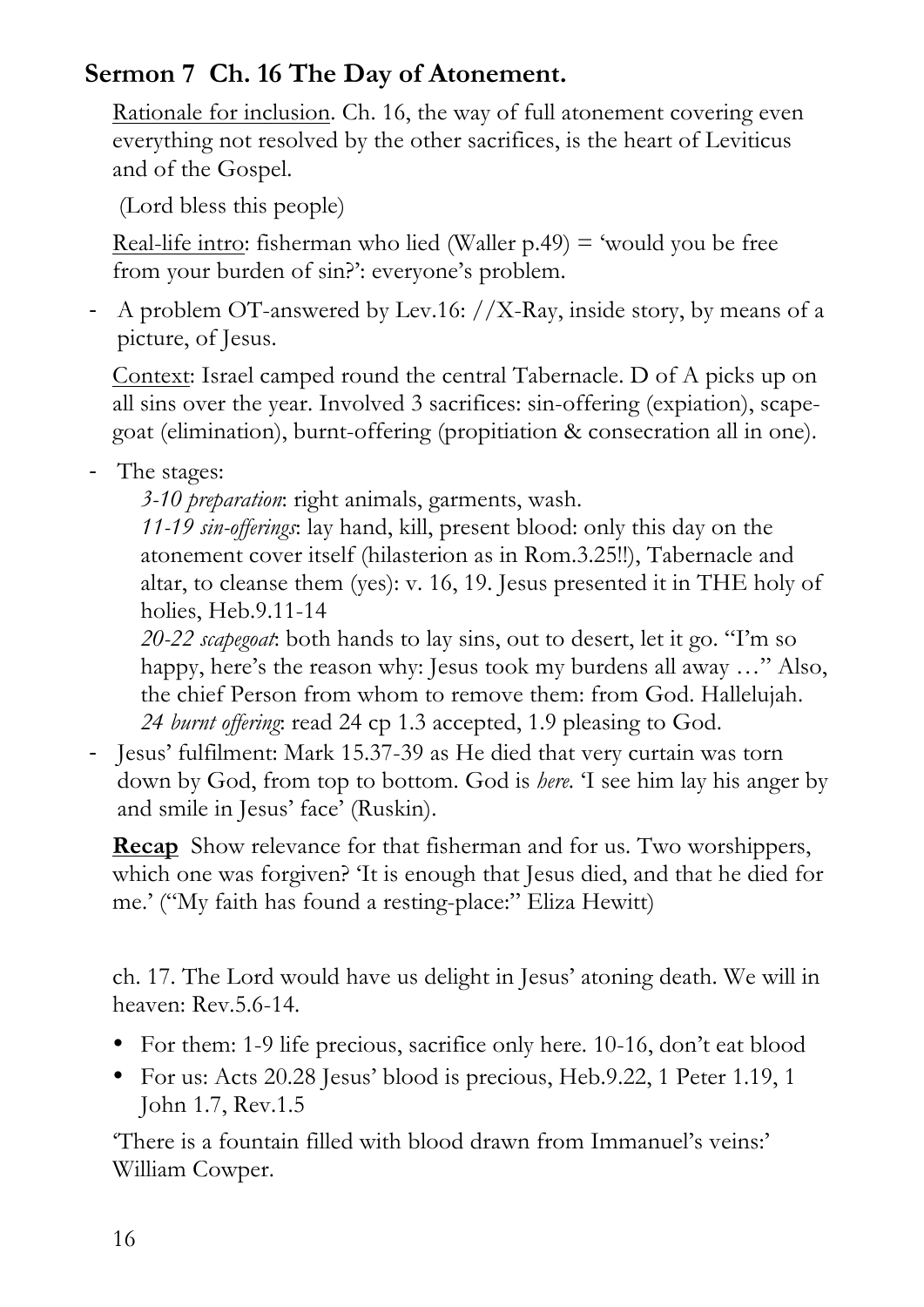## Sermon 7 Ch. 16 The Day of Atonement.

Rationale for inclusion. Ch. 16, the way of full atonement covering even everything not resolved by the other sacrifices, is the heart of Leviticus and of the Gospel.

(Lord bless this people)

Real-life intro: fisherman who lied (Waller p.49) = 'would you be free from your burden of sin?': everyone's problem.

- A problem OT-answered by Lev.16: //X-Ray, inside story, by means of a picture, of Jesus.

Context: Israel camped round the central Tabernacle. D of A picks up on all sins over the year. Involved 3 sacrifices: sin-offering (expiation), scape-goat (elimination), burnt-offering (propitiation & consecration all in one).

- The stages:

  *3-10 preparation*: right animals, garments, wash.
  *11-19 sin-offerings*: lay hand, kill, present blood: only this day on the atonement cover itself (hilasterion as in Rom.3.25!!), Tabernacle and altar, to cleanse them (yes): v. 16, 19. Jesus presented it in THE holy of holies, Heb.9.11-14
  *20-22 scapegoat*: both hands to lay sins, out to desert, let it go. "I'm so happy, here's the reason why: Jesus took my burdens all away …" Also, the chief Person from whom to remove them: from God. Hallelujah.
  *24 burnt offering*: read 24 cp 1.3 accepted, 1.9 pleasing to God.

- Jesus' fulfilment: Mark 15.37-39 as He died that very curtain was torn down by God, from top to bottom. God is *here*. 'I see him lay his anger by and smile in Jesus' face' (Ruskin).

**Recap** Show relevance for that fisherman and for us. Two worshippers, which one was forgiven? 'It is enough that Jesus died, and that he died for me.' ("My faith has found a resting-place:" Eliza Hewitt)

ch. 17. The Lord would have us delight in Jesus' atoning death. We will in heaven: Rev.5.6-14.

- For them: 1-9 life precious, sacrifice only here. 10-16, don't eat blood
- For us: Acts 20.28 Jesus' blood is precious, Heb.9.22, 1 Peter 1.19, 1 John 1.7, Rev.1.5

'There is a fountain filled with blood drawn from Immanuel's veins:' William Cowper.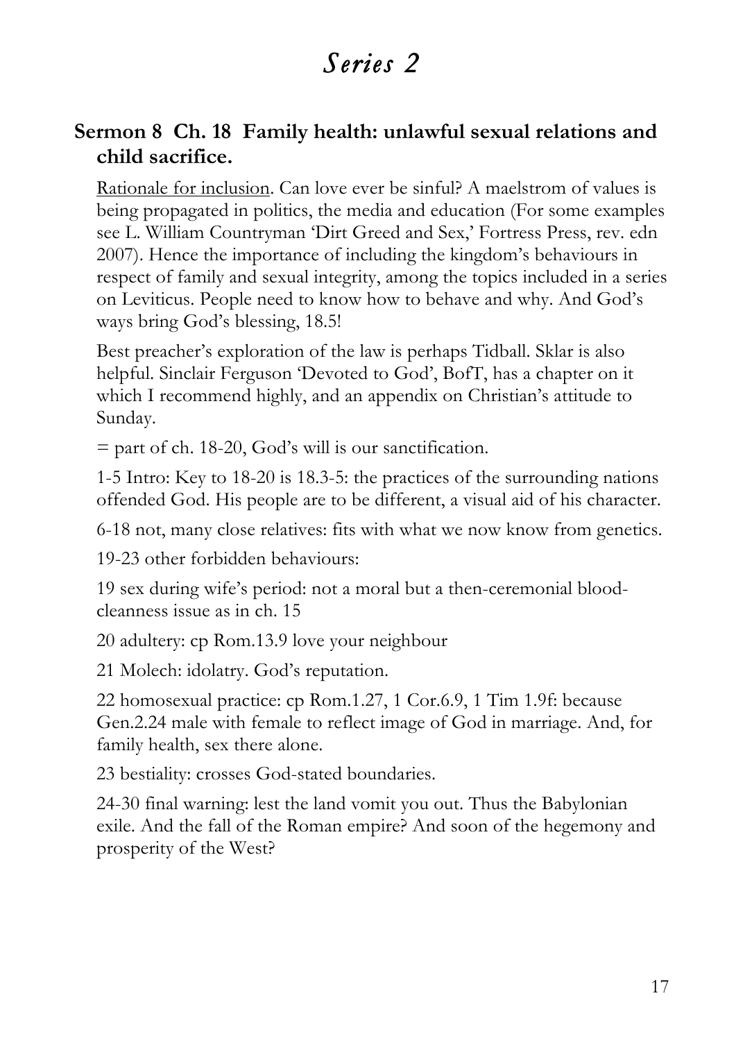# *Series 2*

## Sermon 8 Ch. 18 Family health: unlawful sexual relations and child sacrifice.

<u>Rationale for inclusion</u>. Can love ever be sinful? A maelstrom of values is being propagated in politics, the media and education (For some examples see L. William Countryman 'Dirt Greed and Sex,' Fortress Press, rev. edn 2007). Hence the importance of including the kingdom's behaviours in respect of family and sexual integrity, among the topics included in a series on Leviticus. People need to know how to behave and why. And God's ways bring God's blessing, 18.5!

Best preacher's exploration of the law is perhaps Tidball. Sklar is also helpful. Sinclair Ferguson 'Devoted to God', BofT, has a chapter on it which I recommend highly, and an appendix on Christian's attitude to Sunday.

= part of ch. 18-20, God's will is our sanctification.

1-5 Intro: Key to 18-20 is 18.3-5: the practices of the surrounding nations offended God. His people are to be different, a visual aid of his character.

6-18 not, many close relatives: fits with what we now know from genetics.

19-23 other forbidden behaviours:

19 sex during wife's period: not a moral but a then-ceremonial blood-cleanness issue as in ch. 15

20 adultery: cp Rom.13.9 love your neighbour

21 Molech: idolatry. God's reputation.

22 homosexual practice: cp Rom.1.27, 1 Cor.6.9, 1 Tim 1.9f: because Gen.2.24 male with female to reflect image of God in marriage. And, for family health, sex there alone.

23 bestiality: crosses God-stated boundaries.

24-30 final warning: lest the land vomit you out. Thus the Babylonian exile. And the fall of the Roman empire? And soon of the hegemony and prosperity of the West?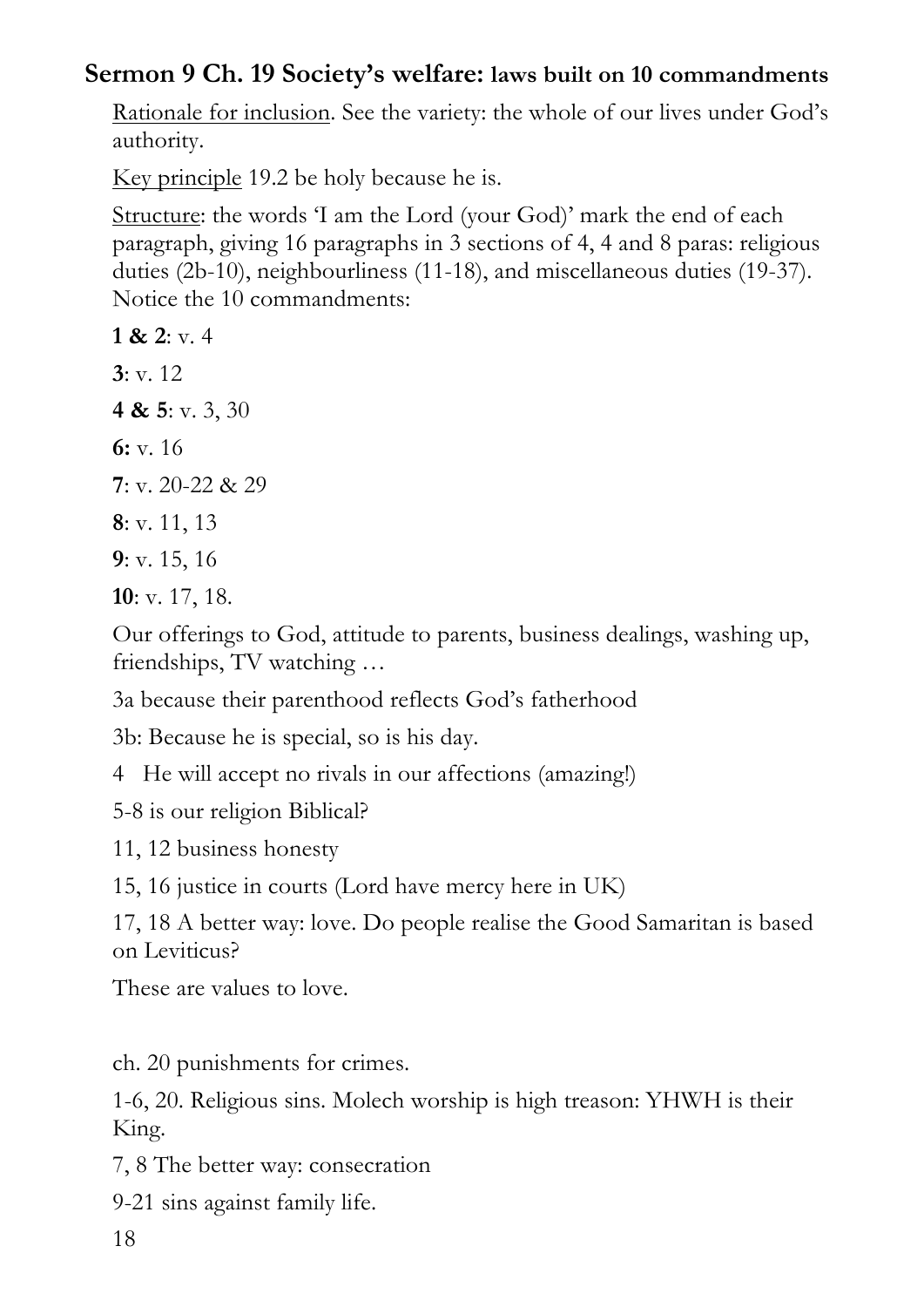## **Sermon 9 Ch. 19 Society's welfare: laws built on 10 commandments**

Rationale for inclusion. See the variety: the whole of our lives under God's authority.

Key principle 19.2 be holy because he is.

Structure: the words 'I am the Lord (your God)' mark the end of each paragraph, giving 16 paragraphs in 3 sections of 4, 4 and 8 paras: religious duties (2b-10), neighbourliness (11-18), and miscellaneous duties (19-37). Notice the 10 commandments:

**1 & 2**: v. 4

**3**: v. 12

**4 & 5**: v. 3, 30

**6:** v. 16

**7**: v. 20-22 & 29

**8**: v. 11, 13

**9**: v. 15, 16

**10**: v. 17, 18.

Our offerings to God, attitude to parents, business dealings, washing up, friendships, TV watching …

3a because their parenthood reflects God's fatherhood

3b: Because he is special, so is his day.

4 He will accept no rivals in our affections (amazing!)

5-8 is our religion Biblical?

11, 12 business honesty

15, 16 justice in courts (Lord have mercy here in UK)

17, 18 A better way: love. Do people realise the Good Samaritan is based on Leviticus?

These are values to love.

ch. 20 punishments for crimes.

1-6, 20. Religious sins. Molech worship is high treason: YHWH is their King.

7, 8 The better way: consecration

9-21 sins against family life.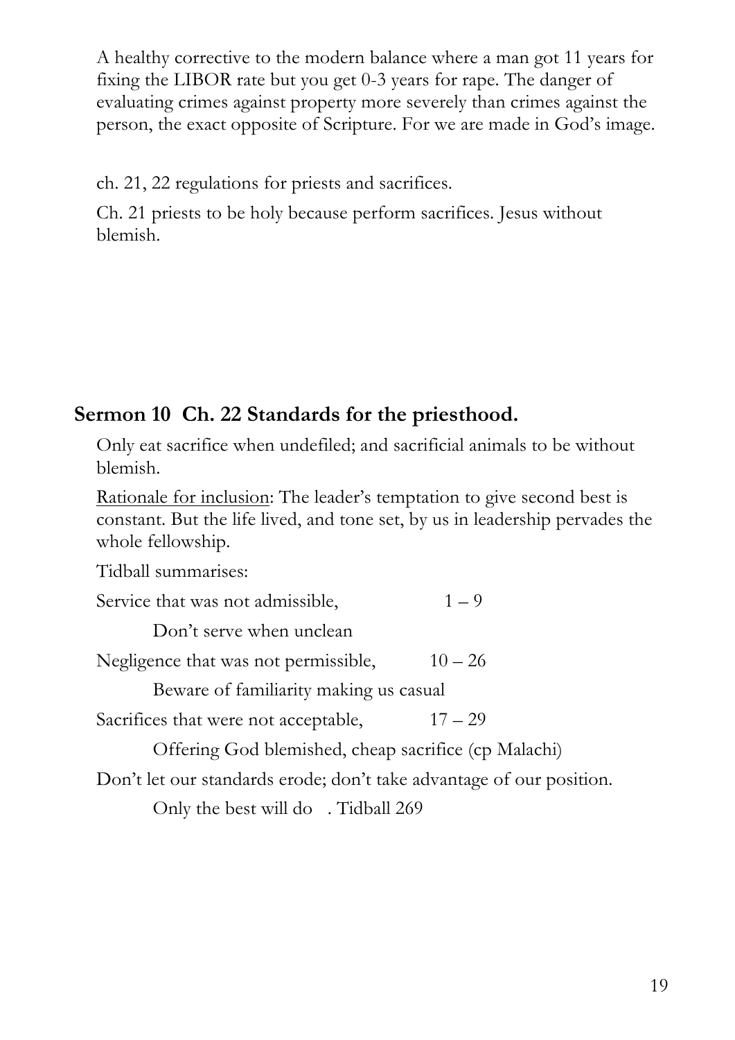A healthy corrective to the modern balance where a man got 11 years for fixing the LIBOR rate but you get 0-3 years for rape. The danger of evaluating crimes against property more severely than crimes against the person, the exact opposite of Scripture. For we are made in God's image.

ch. 21, 22 regulations for priests and sacrifices.

Ch. 21 priests to be holy because perform sacrifices. Jesus without blemish.

## Sermon 10 Ch. 22 Standards for the priesthood.

Only eat sacrifice when undefiled; and sacrificial animals to be without blemish.

Rationale for inclusion: The leader's temptation to give second best is constant. But the life lived, and tone set, by us in leadership pervades the whole fellowship.

Tidball summarises:

Service that was not admissible, 1 – 9

  Don't serve when unclean

Negligence that was not permissible, 10 – 26

  Beware of familiarity making us casual

Sacrifices that were not acceptable, 17 – 29

  Offering God blemished, cheap sacrifice (cp Malachi)

Don't let our standards erode; don't take advantage of our position.

  Only the best will do . Tidball 269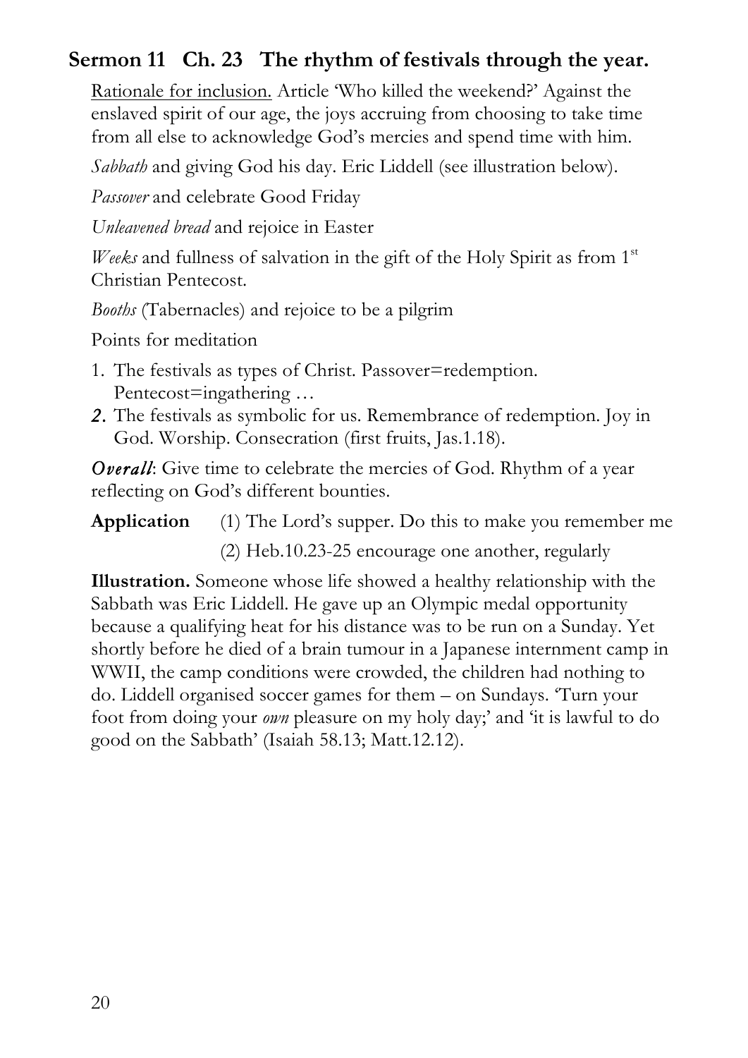## Sermon 11 Ch. 23 The rhythm of festivals through the year.

Rationale for inclusion. Article 'Who killed the weekend?' Against the enslaved spirit of our age, the joys accruing from choosing to take time from all else to acknowledge God's mercies and spend time with him.

*Sabbath* and giving God his day. Eric Liddell (see illustration below).

*Passover* and celebrate Good Friday

*Unleavened bread* and rejoice in Easter

*Weeks* and fullness of salvation in the gift of the Holy Spirit as from 1st Christian Pentecost.

*Booths* (Tabernacles) and rejoice to be a pilgrim

Points for meditation

1. The festivals as types of Christ. Passover=redemption. Pentecost=ingathering …
2. The festivals as symbolic for us. Remembrance of redemption. Joy in God. Worship. Consecration (first fruits, Jas.1.18).

***Overall***: Give time to celebrate the mercies of God. Rhythm of a year reflecting on God's different bounties.

**Application** (1) The Lord's supper. Do this to make you remember me

(2) Heb.10.23-25 encourage one another, regularly

**Illustration.** Someone whose life showed a healthy relationship with the Sabbath was Eric Liddell. He gave up an Olympic medal opportunity because a qualifying heat for his distance was to be run on a Sunday. Yet shortly before he died of a brain tumour in a Japanese internment camp in WWII, the camp conditions were crowded, the children had nothing to do. Liddell organised soccer games for them – on Sundays. 'Turn your foot from doing your *own* pleasure on my holy day;' and 'it is lawful to do good on the Sabbath' (Isaiah 58.13; Matt.12.12).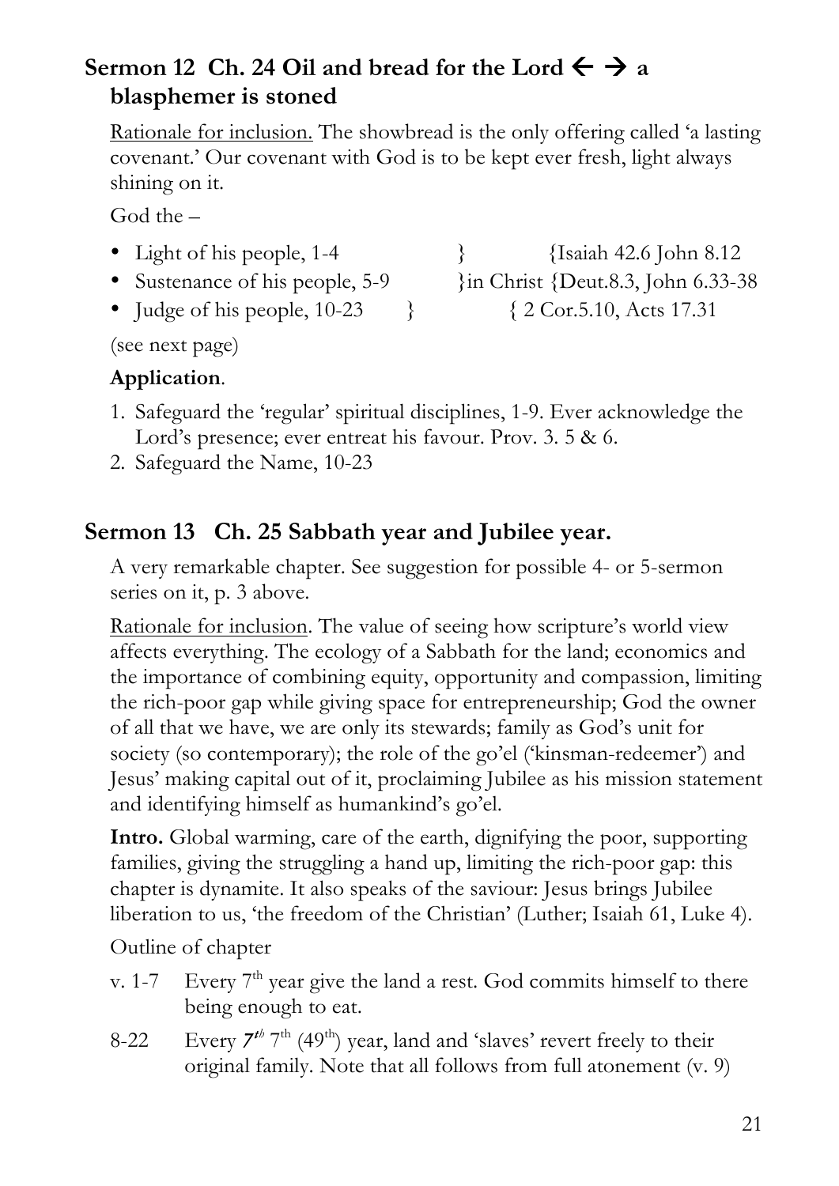## Sermon 12 Ch. 24 Oil and bread for the Lord ← → a blasphemer is stoned

Rationale for inclusion. The showbread is the only offering called 'a lasting covenant.' Our covenant with God is to be kept ever fresh, light always shining on it.

God the –

- Light of his people, 1-4 } {Isaiah 42.6 John 8.12
- Sustenance of his people, 5-9 }in Christ {Deut.8.3, John 6.33-38
- Judge of his people, 10-23 } { 2 Cor.5.10, Acts 17.31

(see next page)

**Application**.

1. Safeguard the 'regular' spiritual disciplines, 1-9. Ever acknowledge the Lord's presence; ever entreat his favour. Prov. 3. 5 & 6.
2. Safeguard the Name, 10-23

## Sermon 13 Ch. 25 Sabbath year and Jubilee year.

A very remarkable chapter. See suggestion for possible 4- or 5-sermon series on it, p. 3 above.

Rationale for inclusion. The value of seeing how scripture's world view affects everything. The ecology of a Sabbath for the land; economics and the importance of combining equity, opportunity and compassion, limiting the rich-poor gap while giving space for entrepreneurship; God the owner of all that we have, we are only its stewards; family as God's unit for society (so contemporary); the role of the go'el ('kinsman-redeemer') and Jesus' making capital out of it, proclaiming Jubilee as his mission statement and identifying himself as humankind's go'el.

**Intro.** Global warming, care of the earth, dignifying the poor, supporting families, giving the struggling a hand up, limiting the rich-poor gap: this chapter is dynamite. It also speaks of the saviour: Jesus brings Jubilee liberation to us, 'the freedom of the Christian' (Luther; Isaiah 61, Luke 4).

Outline of chapter

v. 1-7 Every 7th year give the land a rest. God commits himself to there being enough to eat.

8-22 Every *7th* 7th (49th) year, land and 'slaves' revert freely to their original family. Note that all follows from full atonement (v. 9)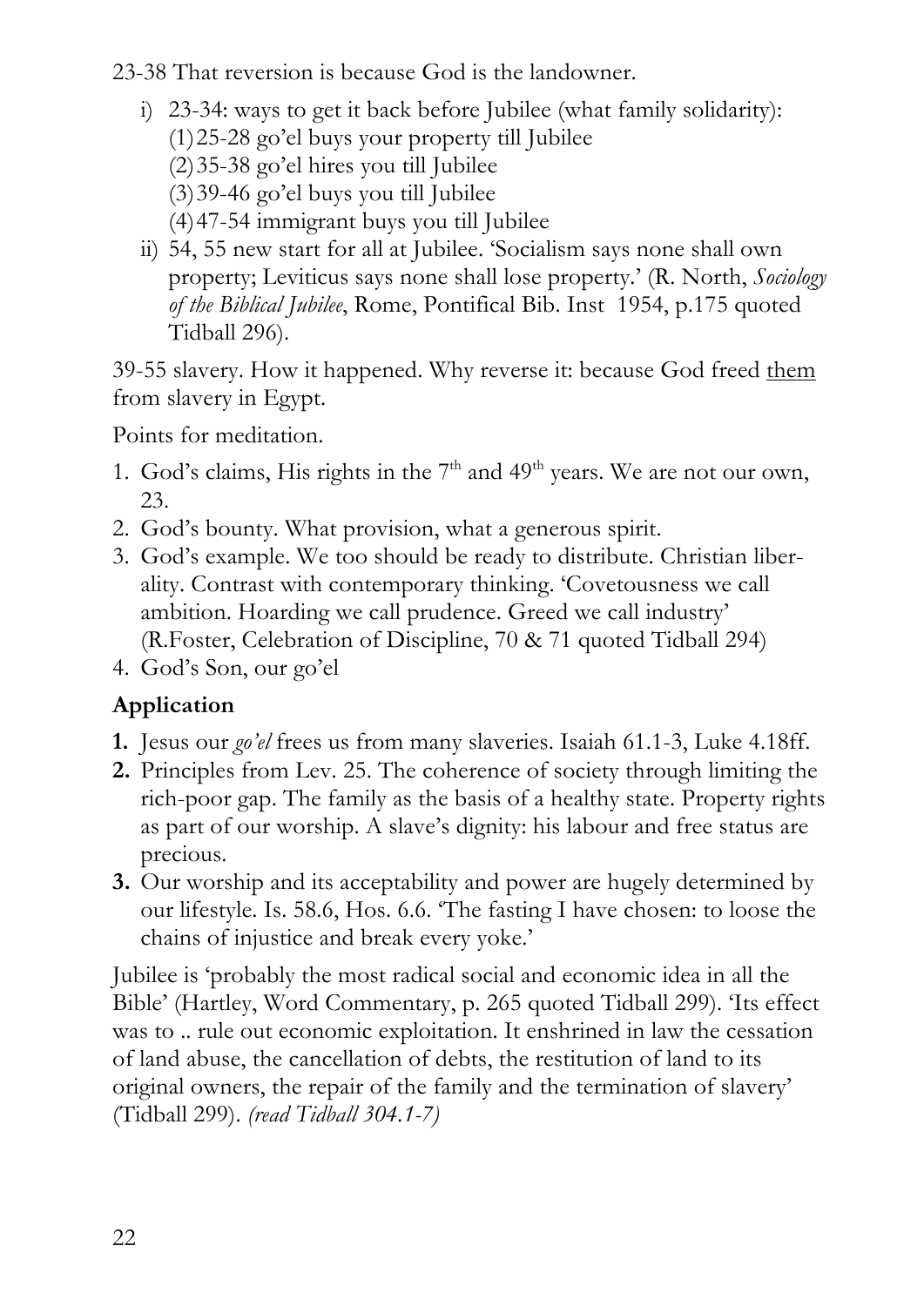23-38 That reversion is because God is the landowner.

i) 23-34: ways to get it back before Jubilee (what family solidarity):
   (1) 25-28 go'el buys your property till Jubilee
   (2) 35-38 go'el hires you till Jubilee
   (3) 39-46 go'el buys you till Jubilee
   (4) 47-54 immigrant buys you till Jubilee
ii) 54, 55 new start for all at Jubilee. 'Socialism says none shall own property; Leviticus says none shall lose property.' (R. North, *Sociology of the Biblical Jubilee*, Rome, Pontifical Bib. Inst 1954, p.175 quoted Tidball 296).

39-55 slavery. How it happened. Why reverse it: because God freed <u>them</u> from slavery in Egypt.

Points for meditation.

1. God's claims, His rights in the 7th and 49th years. We are not our own, 23.
2. God's bounty. What provision, what a generous spirit.
3. God's example. We too should be ready to distribute. Christian liberality. Contrast with contemporary thinking. 'Covetousness we call ambition. Hoarding we call prudence. Greed we call industry' (R.Foster, Celebration of Discipline, 70 & 71 quoted Tidball 294)
4. God's Son, our go'el

## Application

**1.** Jesus our *go'el* frees us from many slaveries. Isaiah 61.1-3, Luke 4.18ff.
**2.** Principles from Lev. 25. The coherence of society through limiting the rich-poor gap. The family as the basis of a healthy state. Property rights as part of our worship. A slave's dignity: his labour and free status are precious.
**3.** Our worship and its acceptability and power are hugely determined by our lifestyle. Is. 58.6, Hos. 6.6. 'The fasting I have chosen: to loose the chains of injustice and break every yoke.'

Jubilee is 'probably the most radical social and economic idea in all the Bible' (Hartley, Word Commentary, p. 265 quoted Tidball 299). 'Its effect was to .. rule out economic exploitation. It enshrined in law the cessation of land abuse, the cancellation of debts, the restitution of land to its original owners, the repair of the family and the termination of slavery' (Tidball 299). *(read Tidball 304.1-7)*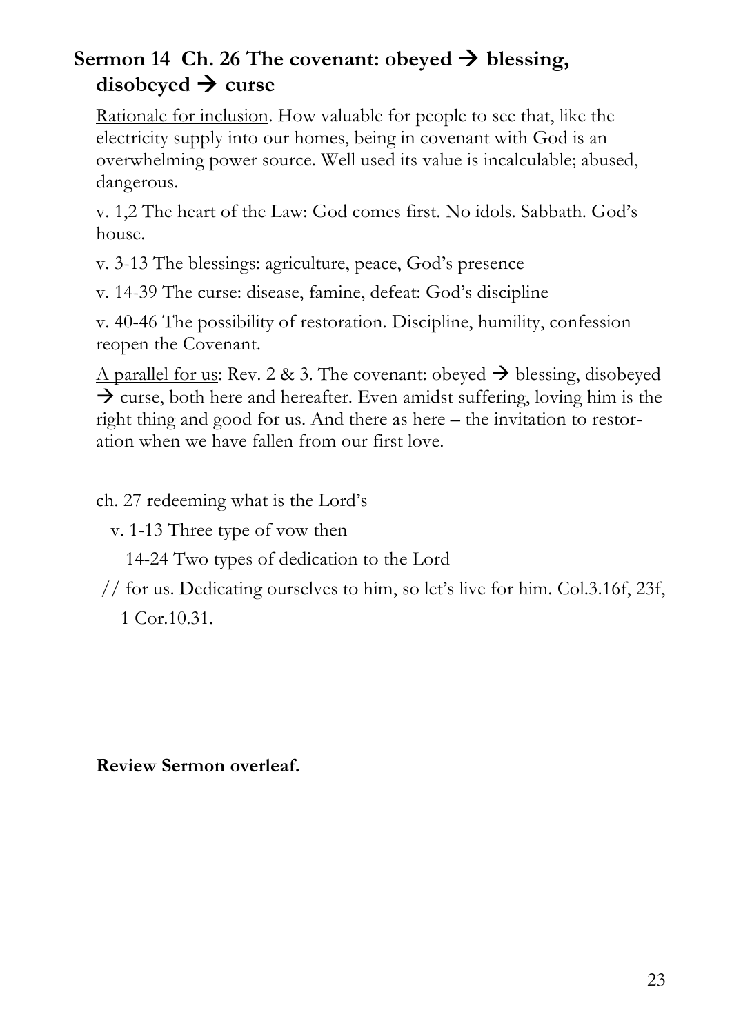## Sermon 14 Ch. 26 The covenant: obeyed → blessing, disobeyed → curse

Rationale for inclusion. How valuable for people to see that, like the electricity supply into our homes, being in covenant with God is an overwhelming power source. Well used its value is incalculable; abused, dangerous.

v. 1,2 The heart of the Law: God comes first. No idols. Sabbath. God's house.

v. 3-13 The blessings: agriculture, peace, God's presence

v. 14-39 The curse: disease, famine, defeat: God's discipline

v. 40-46 The possibility of restoration. Discipline, humility, confession reopen the Covenant.

A parallel for us: Rev. 2 & 3. The covenant: obeyed → blessing, disobeyed → curse, both here and hereafter. Even amidst suffering, loving him is the right thing and good for us. And there as here – the invitation to restoration when we have fallen from our first love.

ch. 27 redeeming what is the Lord's

v. 1-13 Three type of vow then

14-24 Two types of dedication to the Lord

// for us. Dedicating ourselves to him, so let's live for him. Col.3.16f, 23f, 1 Cor.10.31.

**Review Sermon overleaf.**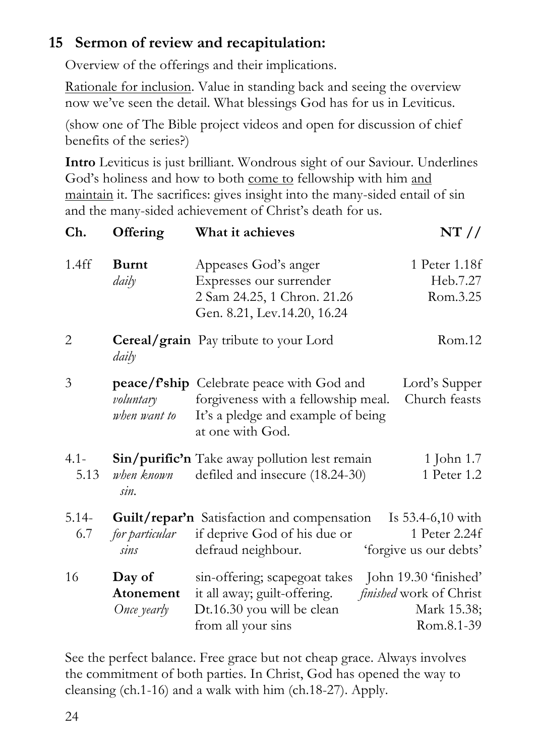## 15 Sermon of review and recapitulation:

Overview of the offerings and their implications.

Rationale for inclusion. Value in standing back and seeing the overview now we've seen the detail. What blessings God has for us in Leviticus.

(show one of The Bible project videos and open for discussion of chief benefits of the series?)

**Intro** Leviticus is just brilliant. Wondrous sight of our Saviour. Underlines God's holiness and how to both come to fellowship with him and maintain it. The sacrifices: gives insight into the many-sided entail of sin and the many-sided achievement of Christ's death for us.

| Ch. | Offering | What it achieves | NT // |
|---|---|---|---|
| 1.4ff | **Burnt** *daily* | Appeases God's anger<br>Expresses our surrender<br>2 Sam 24.25, 1 Chron. 21.26<br>Gen. 8.21, Lev.14.20, 16.24 | 1 Peter 1.18f<br>Heb.7.27<br>Rom.3.25 |
| 2 | **Cereal/grain** *daily* | Pay tribute to your Lord | Rom.12 |
| 3 | **peace/f'ship** *voluntary when want to* | Celebrate peace with God and forgiveness with a fellowship meal. It's a pledge and example of being at one with God. | Lord's Supper<br>Church feasts |
| 4.1-5.13 | **Sin/purific'n** *when known sin.* | Take away pollution lest remain defiled and insecure (18.24-30) | 1 John 1.7<br>1 Peter 1.2 |
| 5.14-6.7 | **Guilt/repar'n** *for particular sins* | Satisfaction and compensation if deprive God of his due or defraud neighbour. | Is 53.4-6,10 with<br>1 Peter 2.24f<br>'forgive us our debts' |
| 16 | **Day of Atonement** *Once yearly* | sin-offering; scapegoat takes it all away; guilt-offering.<br>Dt.16.30 you will be clean from all your sins | John 19.30 'finished'<br>*finished* work of Christ<br>Mark 15.38;<br>Rom.8.1-39 |

See the perfect balance. Free grace but not cheap grace. Always involves the commitment of both parties. In Christ, God has opened the way to cleansing (ch.1-16) and a walk with him (ch.18-27). Apply.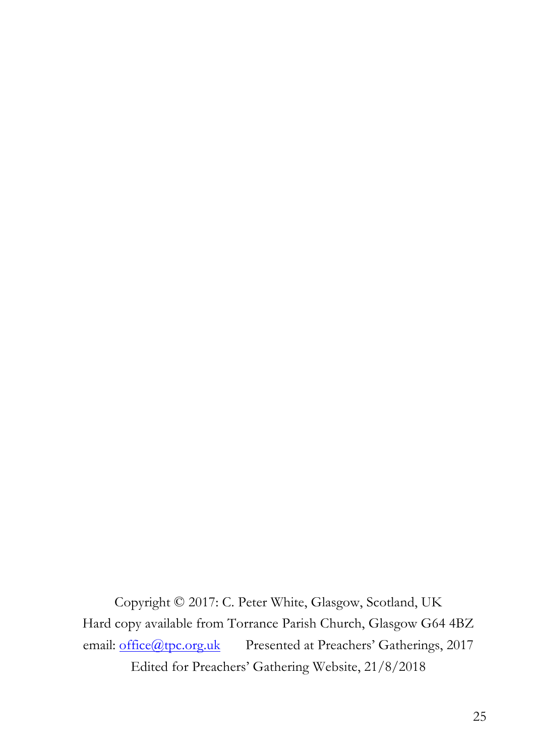Copyright © 2017: C. Peter White, Glasgow, Scotland, UK
Hard copy available from Torrance Parish Church, Glasgow G64 4BZ
email: office@tpc.org.uk Presented at Preachers' Gatherings, 2017
Edited for Preachers' Gathering Website, 21/8/2018